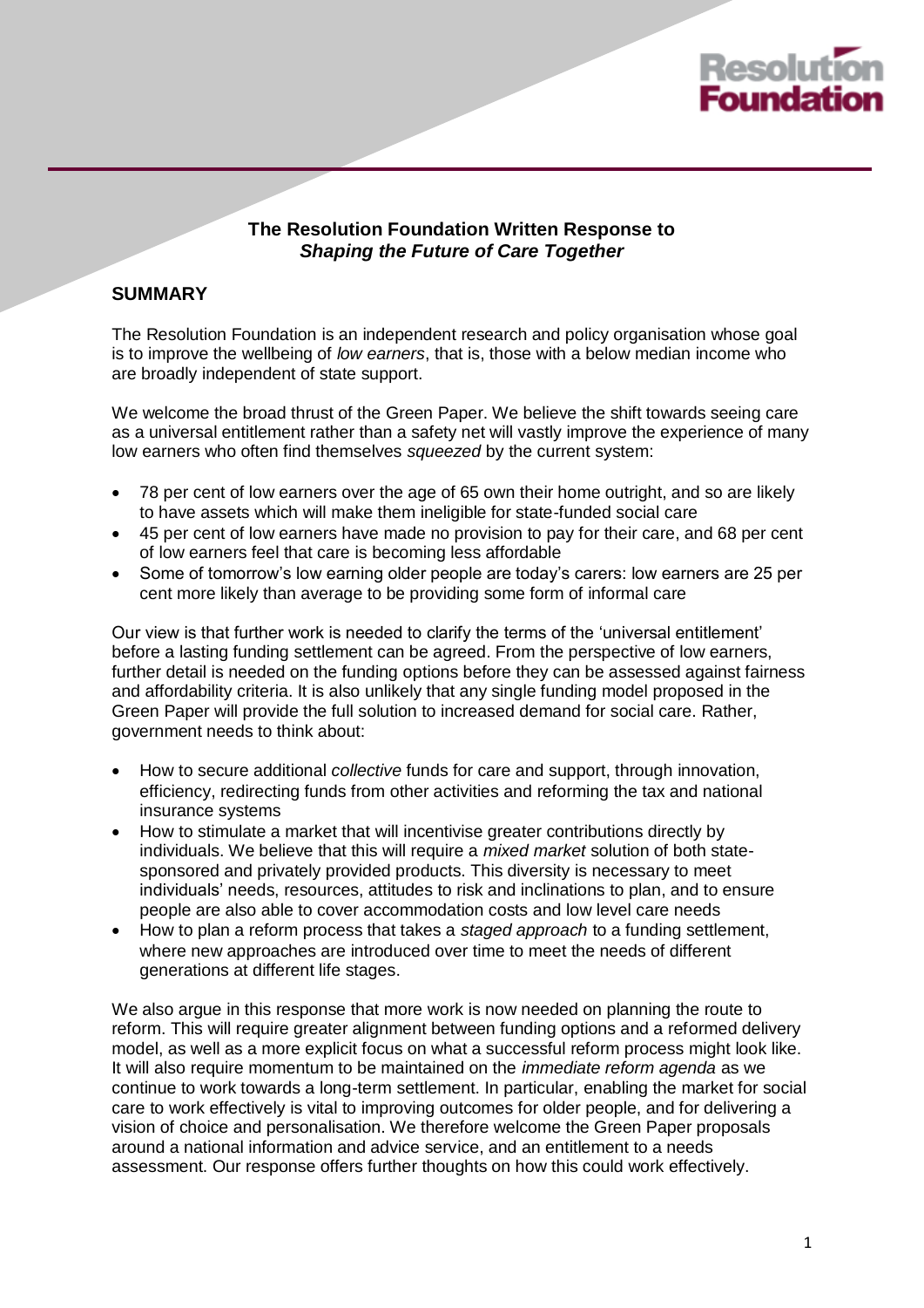**The Resolution Foundation Written Response to**
***Shaping the Future of Care Together***

## SUMMARY

The Resolution Foundation is an independent research and policy organisation whose goal is to improve the wellbeing of *low earners*, that is, those with a below median income who are broadly independent of state support.

We welcome the broad thrust of the Green Paper. We believe the shift towards seeing care as a universal entitlement rather than a safety net will vastly improve the experience of many low earners who often find themselves *squeezed* by the current system:

- 78 per cent of low earners over the age of 65 own their home outright, and so are likely to have assets which will make them ineligible for state-funded social care
- 45 per cent of low earners have made no provision to pay for their care, and 68 per cent of low earners feel that care is becoming less affordable
- Some of tomorrow's low earning older people are today's carers: low earners are 25 per cent more likely than average to be providing some form of informal care

Our view is that further work is needed to clarify the terms of the 'universal entitlement' before a lasting funding settlement can be agreed. From the perspective of low earners, further detail is needed on the funding options before they can be assessed against fairness and affordability criteria. It is also unlikely that any single funding model proposed in the Green Paper will provide the full solution to increased demand for social care. Rather, government needs to think about:

- How to secure additional *collective* funds for care and support, through innovation, efficiency, redirecting funds from other activities and reforming the tax and national insurance systems
- How to stimulate a market that will incentivise greater contributions directly by individuals. We believe that this will require a *mixed market* solution of both state-sponsored and privately provided products. This diversity is necessary to meet individuals' needs, resources, attitudes to risk and inclinations to plan, and to ensure people are also able to cover accommodation costs and low level care needs
- How to plan a reform process that takes a *staged approach* to a funding settlement, where new approaches are introduced over time to meet the needs of different generations at different life stages.

We also argue in this response that more work is now needed on planning the route to reform. This will require greater alignment between funding options and a reformed delivery model, as well as a more explicit focus on what a successful reform process might look like. It will also require momentum to be maintained on the *immediate reform agenda* as we continue to work towards a long-term settlement. In particular, enabling the market for social care to work effectively is vital to improving outcomes for older people, and for delivering a vision of choice and personalisation. We therefore welcome the Green Paper proposals around a national information and advice service, and an entitlement to a needs assessment. Our response offers further thoughts on how this could work effectively.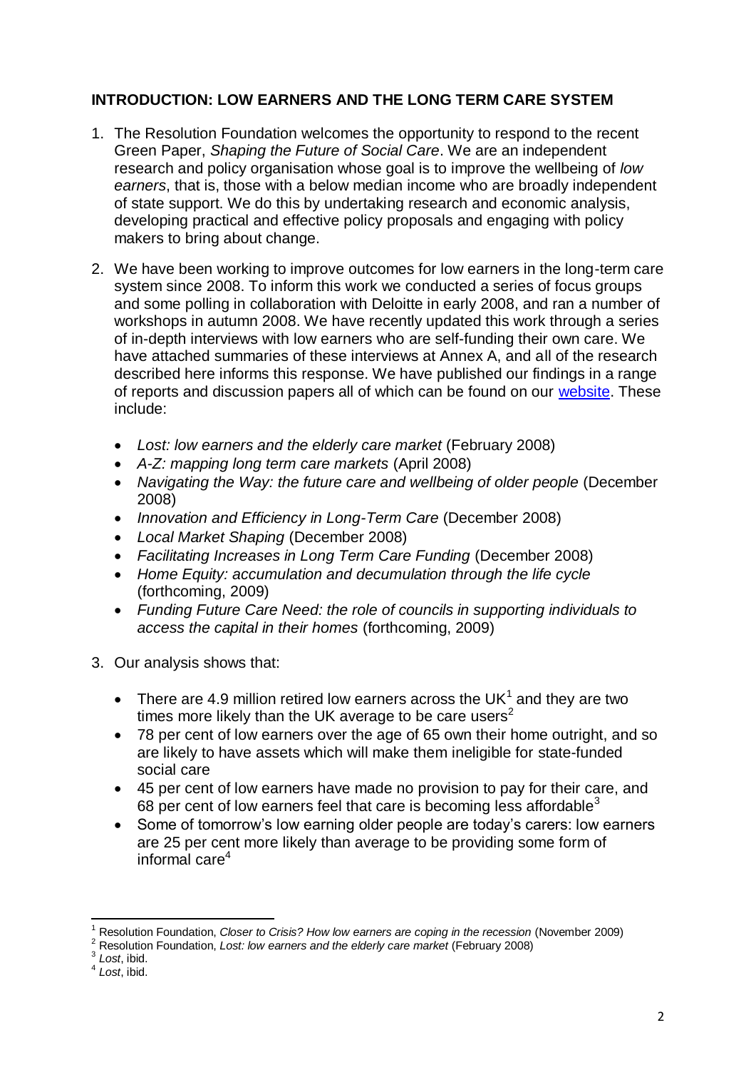## INTRODUCTION: LOW EARNERS AND THE LONG TERM CARE SYSTEM

1. The Resolution Foundation welcomes the opportunity to respond to the recent Green Paper, *Shaping the Future of Social Care*. We are an independent research and policy organisation whose goal is to improve the wellbeing of *low earners*, that is, those with a below median income who are broadly independent of state support. We do this by undertaking research and economic analysis, developing practical and effective policy proposals and engaging with policy makers to bring about change.

2. We have been working to improve outcomes for low earners in the long-term care system since 2008. To inform this work we conducted a series of focus groups and some polling in collaboration with Deloitte in early 2008, and ran a number of workshops in autumn 2008. We have recently updated this work through a series of in-depth interviews with low earners who are self-funding their own care. We have attached summaries of these interviews at Annex A, and all of the research described here informs this response. We have published our findings in a range of reports and discussion papers all of which can be found on our website. These include:

   - *Lost: low earners and the elderly care market* (February 2008)
   - *A-Z: mapping long term care markets* (April 2008)
   - *Navigating the Way: the future care and wellbeing of older people* (December 2008)
   - *Innovation and Efficiency in Long-Term Care* (December 2008)
   - *Local Market Shaping* (December 2008)
   - *Facilitating Increases in Long Term Care Funding* (December 2008)
   - *Home Equity: accumulation and decumulation through the life cycle* (forthcoming, 2009)
   - *Funding Future Care Need: the role of councils in supporting individuals to access the capital in their homes* (forthcoming, 2009)

3. Our analysis shows that:

   - There are 4.9 million retired low earners across the UK[1] and they are two times more likely than the UK average to be care users[2]
   - 78 per cent of low earners over the age of 65 own their home outright, and so are likely to have assets which will make them ineligible for state-funded social care
   - 45 per cent of low earners have made no provision to pay for their care, and 68 per cent of low earners feel that care is becoming less affordable[3]
   - Some of tomorrow's low earning older people are today's carers: low earners are 25 per cent more likely than average to be providing some form of informal care[4]

---

[1] Resolution Foundation, *Closer to Crisis? How low earners are coping in the recession* (November 2009)

[2] Resolution Foundation, *Lost: low earners and the elderly care market* (February 2008)

[3] *Lost*, ibid.

[4] *Lost*, ibid.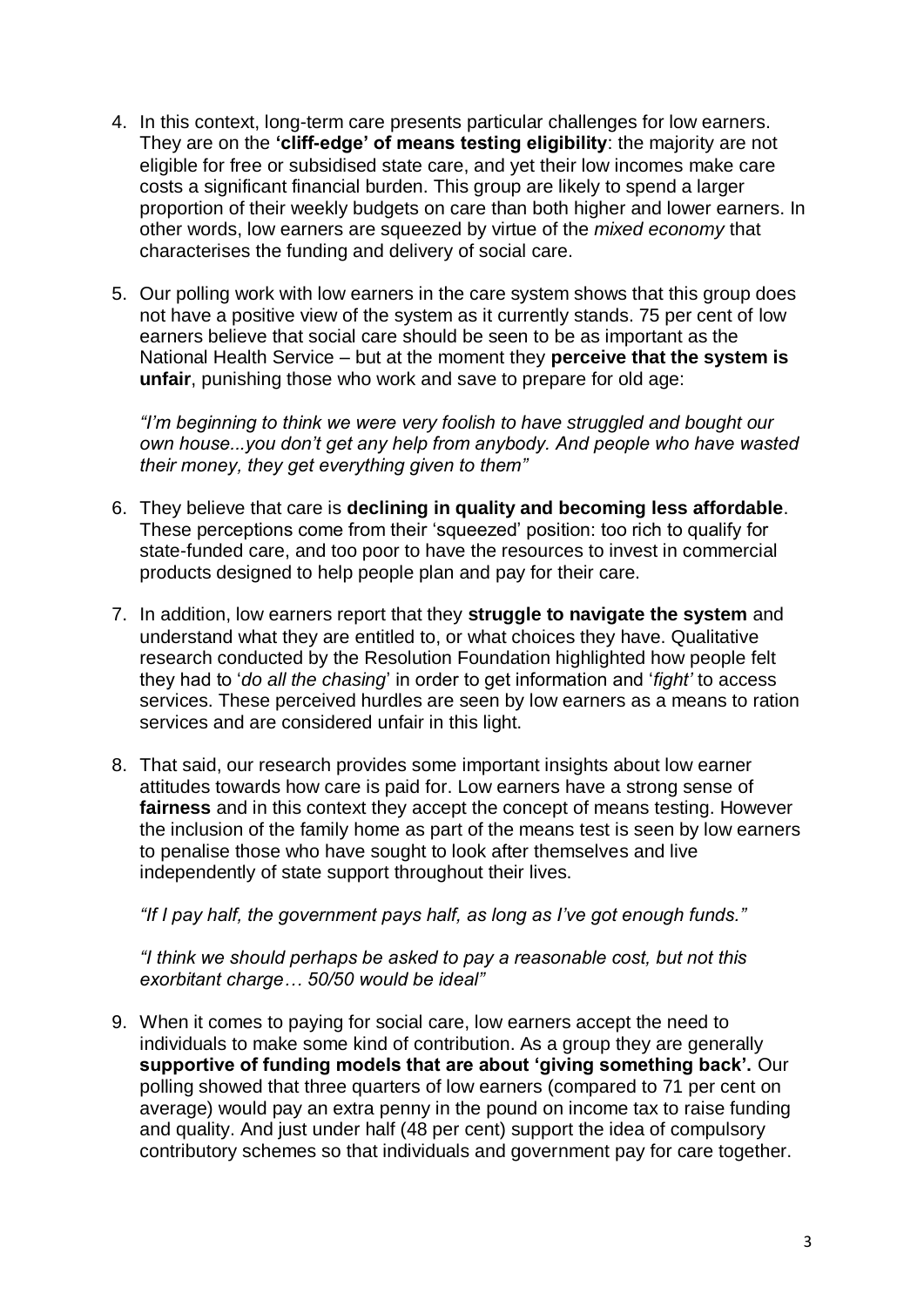4. In this context, long-term care presents particular challenges for low earners. They are on the **'cliff-edge' of means testing eligibility**: the majority are not eligible for free or subsidised state care, and yet their low incomes make care costs a significant financial burden. This group are likely to spend a larger proportion of their weekly budgets on care than both higher and lower earners. In other words, low earners are squeezed by virtue of the *mixed economy* that characterises the funding and delivery of social care.

5. Our polling work with low earners in the care system shows that this group does not have a positive view of the system as it currently stands. 75 per cent of low earners believe that social care should be seen to be as important as the National Health Service – but at the moment they **perceive that the system is unfair**, punishing those who work and save to prepare for old age:

   *"I'm beginning to think we were very foolish to have struggled and bought our own house...you don't get any help from anybody. And people who have wasted their money, they get everything given to them"*

6. They believe that care is **declining in quality and becoming less affordable**. These perceptions come from their 'squeezed' position: too rich to qualify for state-funded care, and too poor to have the resources to invest in commercial products designed to help people plan and pay for their care.

7. In addition, low earners report that they **struggle to navigate the system** and understand what they are entitled to, or what choices they have. Qualitative research conducted by the Resolution Foundation highlighted how people felt they had to '*do all the chasing*' in order to get information and '*fight'* to access services. These perceived hurdles are seen by low earners as a means to ration services and are considered unfair in this light.

8. That said, our research provides some important insights about low earner attitudes towards how care is paid for. Low earners have a strong sense of **fairness** and in this context they accept the concept of means testing. However the inclusion of the family home as part of the means test is seen by low earners to penalise those who have sought to look after themselves and live independently of state support throughout their lives.

   *"If I pay half, the government pays half, as long as I've got enough funds."*

   *"I think we should perhaps be asked to pay a reasonable cost, but not this exorbitant charge… 50/50 would be ideal"*

9. When it comes to paying for social care, low earners accept the need to individuals to make some kind of contribution. As a group they are generally **supportive of funding models that are about 'giving something back'.** Our polling showed that three quarters of low earners (compared to 71 per cent on average) would pay an extra penny in the pound on income tax to raise funding and quality. And just under half (48 per cent) support the idea of compulsory contributory schemes so that individuals and government pay for care together.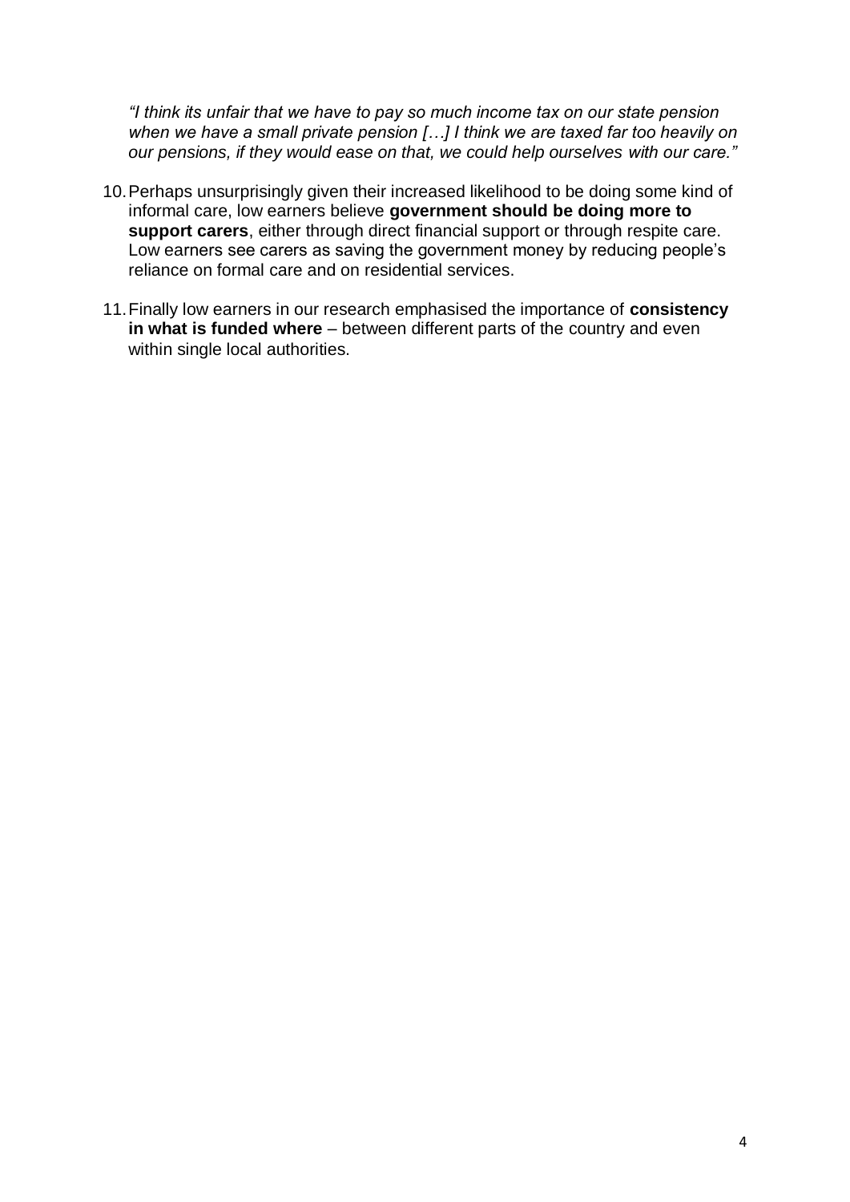*"I think its unfair that we have to pay so much income tax on our state pension when we have a small private pension […] I think we are taxed far too heavily on our pensions, if they would ease on that, we could help ourselves with our care."*

10. Perhaps unsurprisingly given their increased likelihood to be doing some kind of informal care, low earners believe **government should be doing more to support carers**, either through direct financial support or through respite care. Low earners see carers as saving the government money by reducing people's reliance on formal care and on residential services.

11. Finally low earners in our research emphasised the importance of **consistency in what is funded where** – between different parts of the country and even within single local authorities.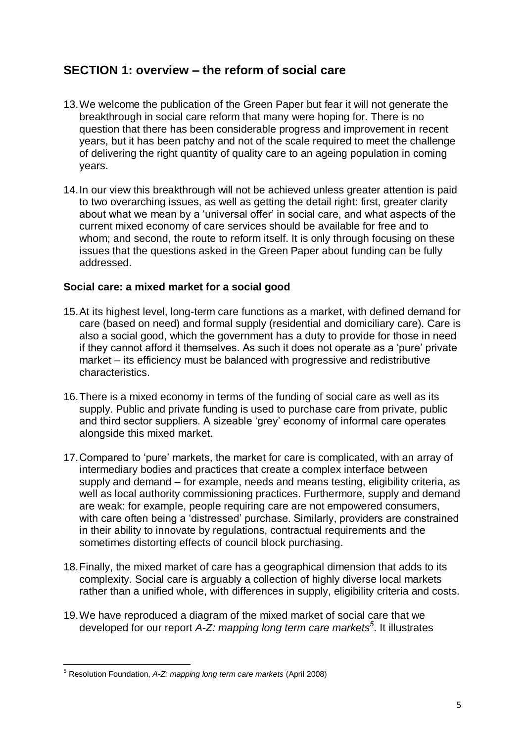## SECTION 1: overview – the reform of social care

13. We welcome the publication of the Green Paper but fear it will not generate the breakthrough in social care reform that many were hoping for. There is no question that there has been considerable progress and improvement in recent years, but it has been patchy and not of the scale required to meet the challenge of delivering the right quantity of quality care to an ageing population in coming years.

14. In our view this breakthrough will not be achieved unless greater attention is paid to two overarching issues, as well as getting the detail right: first, greater clarity about what we mean by a 'universal offer' in social care, and what aspects of the current mixed economy of care services should be available for free and to whom; and second, the route to reform itself. It is only through focusing on these issues that the questions asked in the Green Paper about funding can be fully addressed.

### Social care: a mixed market for a social good

15. At its highest level, long-term care functions as a market, with defined demand for care (based on need) and formal supply (residential and domiciliary care). Care is also a social good, which the government has a duty to provide for those in need if they cannot afford it themselves. As such it does not operate as a 'pure' private market – its efficiency must be balanced with progressive and redistributive characteristics.

16. There is a mixed economy in terms of the funding of social care as well as its supply. Public and private funding is used to purchase care from private, public and third sector suppliers. A sizeable 'grey' economy of informal care operates alongside this mixed market.

17. Compared to 'pure' markets, the market for care is complicated, with an array of intermediary bodies and practices that create a complex interface between supply and demand – for example, needs and means testing, eligibility criteria, as well as local authority commissioning practices. Furthermore, supply and demand are weak: for example, people requiring care are not empowered consumers, with care often being a 'distressed' purchase. Similarly, providers are constrained in their ability to innovate by regulations, contractual requirements and the sometimes distorting effects of council block purchasing.

18. Finally, the mixed market of care has a geographical dimension that adds to its complexity. Social care is arguably a collection of highly diverse local markets rather than a unified whole, with differences in supply, eligibility criteria and costs.

19. We have reproduced a diagram of the mixed market of social care that we developed for our report *A-Z: mapping long term care markets*[5]. It illustrates

---

[5] Resolution Foundation, *A-Z: mapping long term care markets* (April 2008)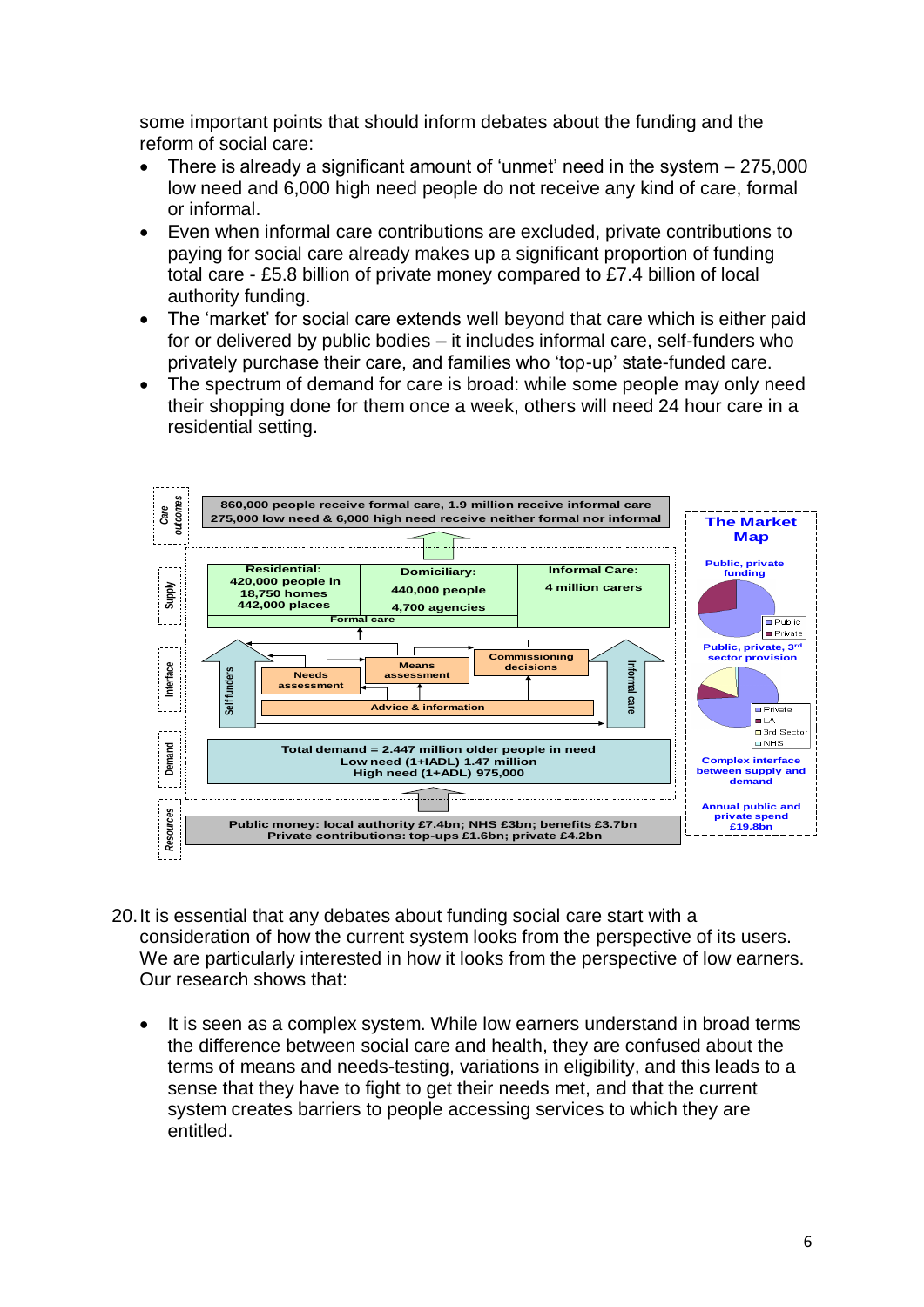some important points that should inform debates about the funding and the reform of social care:

- There is already a significant amount of 'unmet' need in the system – 275,000 low need and 6,000 high need people do not receive any kind of care, formal or informal.
- Even when informal care contributions are excluded, private contributions to paying for social care already makes up a significant proportion of funding total care - £5.8 billion of private money compared to £7.4 billion of local authority funding.
- The 'market' for social care extends well beyond that care which is either paid for or delivered by public bodies – it includes informal care, self-funders who privately purchase their care, and families who 'top-up' state-funded care.
- The spectrum of demand for care is broad: while some people may only need their shopping done for them once a week, others will need 24 hour care in a residential setting.

**Care outcomes:** 860,000 people receive formal care, 1.9 million receive informal care. 275,000 low need & 6,000 high need receive neither formal nor informal

**Supply:**

| Residential: | Domiciliary: | Informal Care: |
|---|---|---|
| 420,000 people in 18,750 homes 442,000 places | 440,000 people 4,700 agencies | 4 million carers |

Formal care

**Interface:** Self funders; Needs assessment; Means assessment; Commissioning decisions; Advice & information; Informal care

**Demand:** Total demand = 2.447 million older people in need. Low need (1+IADL) 1.47 million. High need (1+ADL) 975,000

**Resources:** Public money: local authority £7.4bn; NHS £3bn; benefits £3.7bn. Private contributions: top-ups £1.6bn; private £4.2bn

**The Market Map**

Public, private funding (Public; Private)

Public, private, 3rd sector provision (Private; LA; 3rd Sector; NHS)

Complex interface between supply and demand

Annual public and private spend £19.8bn

20. It is essential that any debates about funding social care start with a consideration of how the current system looks from the perspective of its users. We are particularly interested in how it looks from the perspective of low earners. Our research shows that:

    - It is seen as a complex system. While low earners understand in broad terms the difference between social care and health, they are confused about the terms of means and needs-testing, variations in eligibility, and this leads to a sense that they have to fight to get their needs met, and that the current system creates barriers to people accessing services to which they are entitled.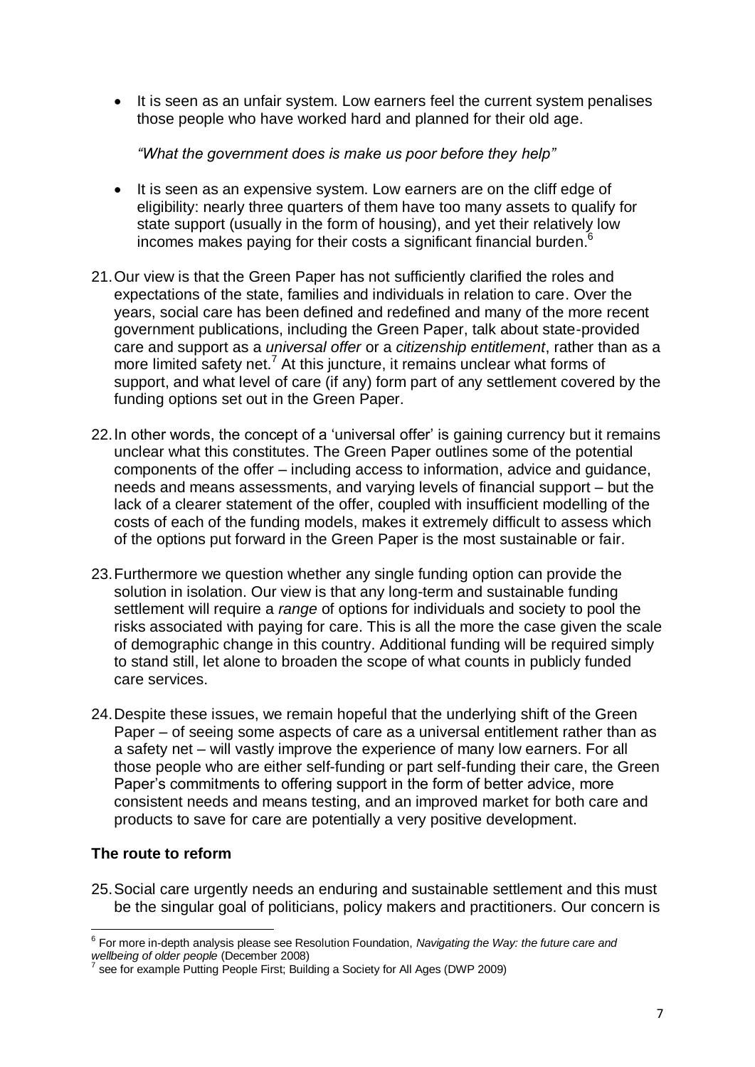- It is seen as an unfair system. Low earners feel the current system penalises those people who have worked hard and planned for their old age.

  *"What the government does is make us poor before they help"*

- It is seen as an expensive system. Low earners are on the cliff edge of eligibility: nearly three quarters of them have too many assets to qualify for state support (usually in the form of housing), and yet their relatively low incomes makes paying for their costs a significant financial burden.[6]

21. Our view is that the Green Paper has not sufficiently clarified the roles and expectations of the state, families and individuals in relation to care. Over the years, social care has been defined and redefined and many of the more recent government publications, including the Green Paper, talk about state-provided care and support as a *universal offer* or a *citizenship entitlement*, rather than as a more limited safety net.[7] At this juncture, it remains unclear what forms of support, and what level of care (if any) form part of any settlement covered by the funding options set out in the Green Paper.

22. In other words, the concept of a 'universal offer' is gaining currency but it remains unclear what this constitutes. The Green Paper outlines some of the potential components of the offer – including access to information, advice and guidance, needs and means assessments, and varying levels of financial support – but the lack of a clearer statement of the offer, coupled with insufficient modelling of the costs of each of the funding models, makes it extremely difficult to assess which of the options put forward in the Green Paper is the most sustainable or fair.

23. Furthermore we question whether any single funding option can provide the solution in isolation. Our view is that any long-term and sustainable funding settlement will require a *range* of options for individuals and society to pool the risks associated with paying for care. This is all the more the case given the scale of demographic change in this country. Additional funding will be required simply to stand still, let alone to broaden the scope of what counts in publicly funded care services.

24. Despite these issues, we remain hopeful that the underlying shift of the Green Paper – of seeing some aspects of care as a universal entitlement rather than as a safety net – will vastly improve the experience of many low earners. For all those people who are either self-funding or part self-funding their care, the Green Paper's commitments to offering support in the form of better advice, more consistent needs and means testing, and an improved market for both care and products to save for care are potentially a very positive development.

**The route to reform**

25. Social care urgently needs an enduring and sustainable settlement and this must be the singular goal of politicians, policy makers and practitioners. Our concern is

---

[6] For more in-depth analysis please see Resolution Foundation, *Navigating the Way: the future care and wellbeing of older people* (December 2008)

[7] see for example Putting People First; Building a Society for All Ages (DWP 2009)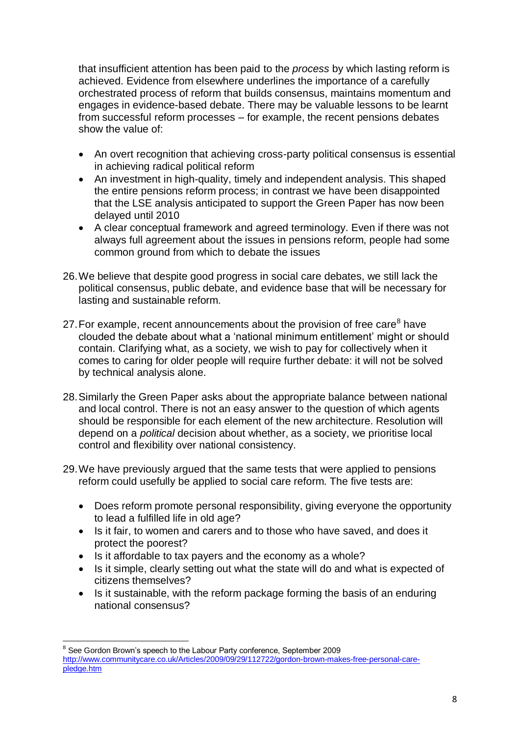that insufficient attention has been paid to the *process* by which lasting reform is achieved. Evidence from elsewhere underlines the importance of a carefully orchestrated process of reform that builds consensus, maintains momentum and engages in evidence-based debate. There may be valuable lessons to be learnt from successful reform processes – for example, the recent pensions debates show the value of:

- An overt recognition that achieving cross-party political consensus is essential in achieving radical political reform
- An investment in high-quality, timely and independent analysis. This shaped the entire pensions reform process; in contrast we have been disappointed that the LSE analysis anticipated to support the Green Paper has now been delayed until 2010
- A clear conceptual framework and agreed terminology. Even if there was not always full agreement about the issues in pensions reform, people had some common ground from which to debate the issues

26. We believe that despite good progress in social care debates, we still lack the political consensus, public debate, and evidence base that will be necessary for lasting and sustainable reform.

27. For example, recent announcements about the provision of free care[8] have clouded the debate about what a 'national minimum entitlement' might or should contain. Clarifying what, as a society, we wish to pay for collectively when it comes to caring for older people will require further debate: it will not be solved by technical analysis alone.

28. Similarly the Green Paper asks about the appropriate balance between national and local control. There is not an easy answer to the question of which agents should be responsible for each element of the new architecture. Resolution will depend on a *political* decision about whether, as a society, we prioritise local control and flexibility over national consistency.

29. We have previously argued that the same tests that were applied to pensions reform could usefully be applied to social care reform. The five tests are:

    - Does reform promote personal responsibility, giving everyone the opportunity to lead a fulfilled life in old age?
    - Is it fair, to women and carers and to those who have saved, and does it protect the poorest?
    - Is it affordable to tax payers and the economy as a whole?
    - Is it simple, clearly setting out what the state will do and what is expected of citizens themselves?
    - Is it sustainable, with the reform package forming the basis of an enduring national consensus?

---

[8] See Gordon Brown's speech to the Labour Party conference, September 2009 http://www.communitycare.co.uk/Articles/2009/09/29/112722/gordon-brown-makes-free-personal-care-pledge.htm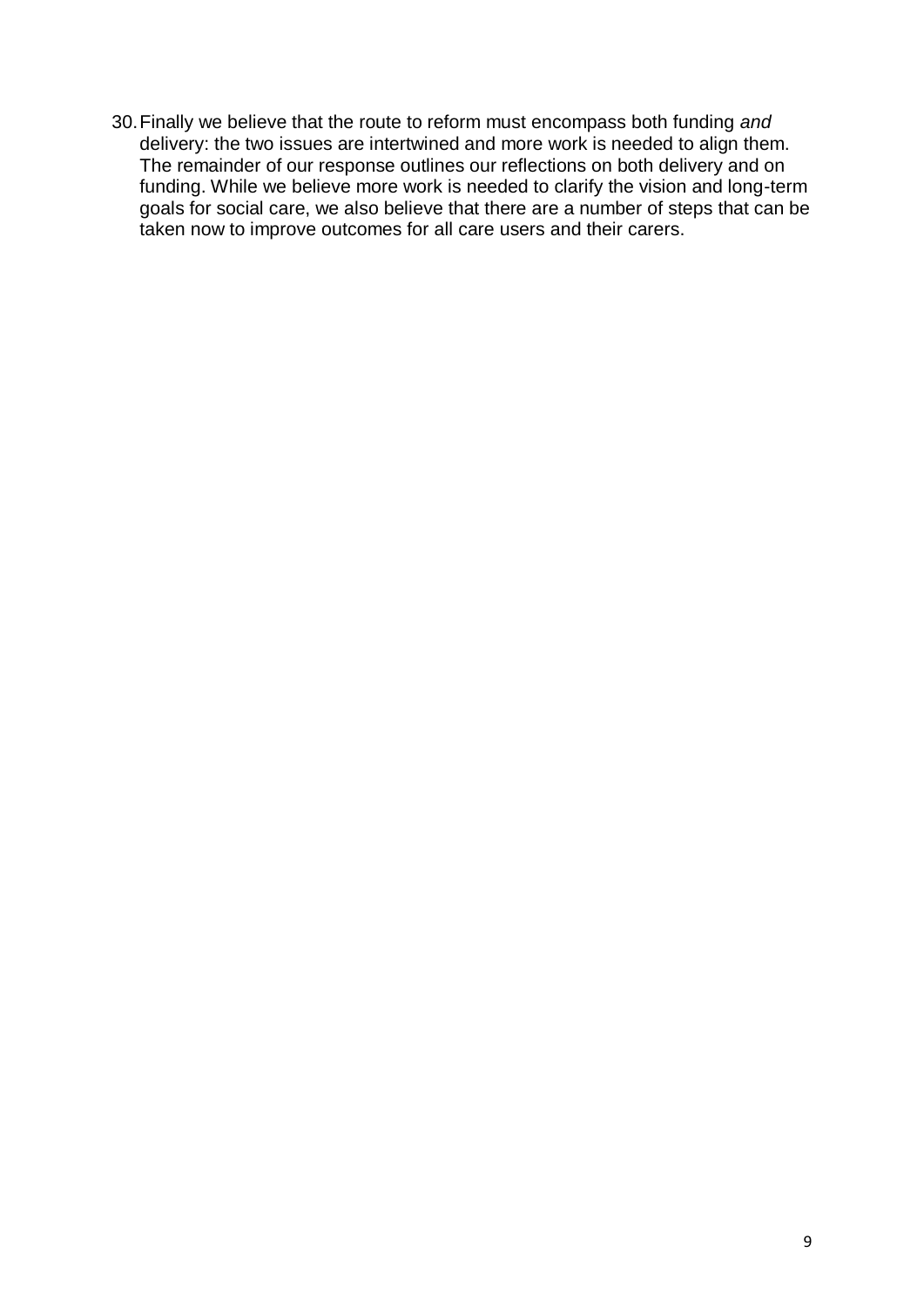30. Finally we believe that the route to reform must encompass both funding *and* delivery: the two issues are intertwined and more work is needed to align them. The remainder of our response outlines our reflections on both delivery and on funding. While we believe more work is needed to clarify the vision and long-term goals for social care, we also believe that there are a number of steps that can be taken now to improve outcomes for all care users and their carers.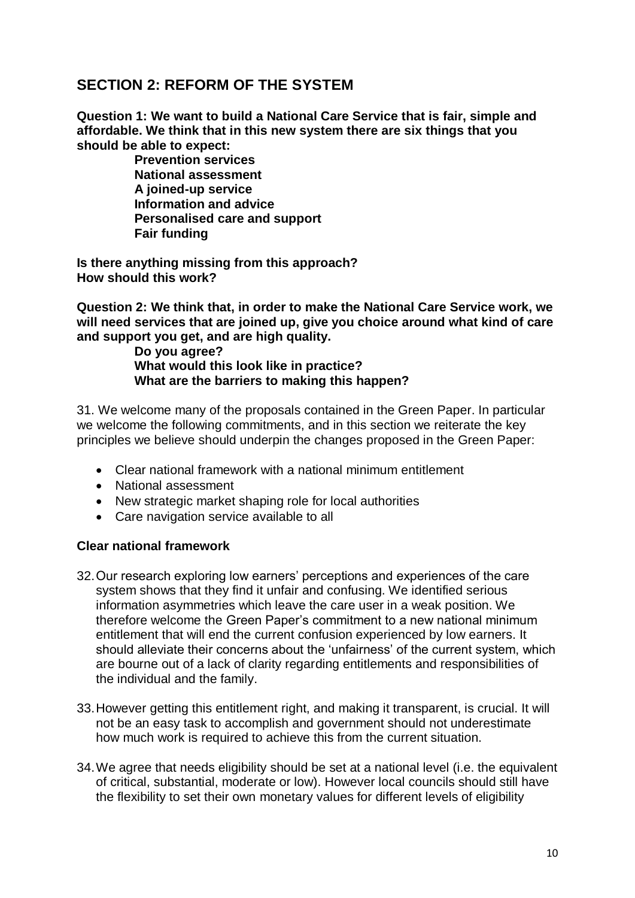## SECTION 2: REFORM OF THE SYSTEM

**Question 1: We want to build a National Care Service that is fair, simple and affordable. We think that in this new system there are six things that you should be able to expect:**

**Prevention services**
**National assessment**
**A joined-up service**
**Information and advice**
**Personalised care and support**
**Fair funding**

**Is there anything missing from this approach?**
**How should this work?**

**Question 2: We think that, in order to make the National Care Service work, we will need services that are joined up, give you choice around what kind of care and support you get, and are high quality.**

**Do you agree?**
**What would this look like in practice?**
**What are the barriers to making this happen?**

31. We welcome many of the proposals contained in the Green Paper. In particular we welcome the following commitments, and in this section we reiterate the key principles we believe should underpin the changes proposed in the Green Paper:

- Clear national framework with a national minimum entitlement
- National assessment
- New strategic market shaping role for local authorities
- Care navigation service available to all

**Clear national framework**

32. Our research exploring low earners' perceptions and experiences of the care system shows that they find it unfair and confusing. We identified serious information asymmetries which leave the care user in a weak position. We therefore welcome the Green Paper's commitment to a new national minimum entitlement that will end the current confusion experienced by low earners. It should alleviate their concerns about the 'unfairness' of the current system, which are bourne out of a lack of clarity regarding entitlements and responsibilities of the individual and the family.

33. However getting this entitlement right, and making it transparent, is crucial. It will not be an easy task to accomplish and government should not underestimate how much work is required to achieve this from the current situation.

34. We agree that needs eligibility should be set at a national level (i.e. the equivalent of critical, substantial, moderate or low). However local councils should still have the flexibility to set their own monetary values for different levels of eligibility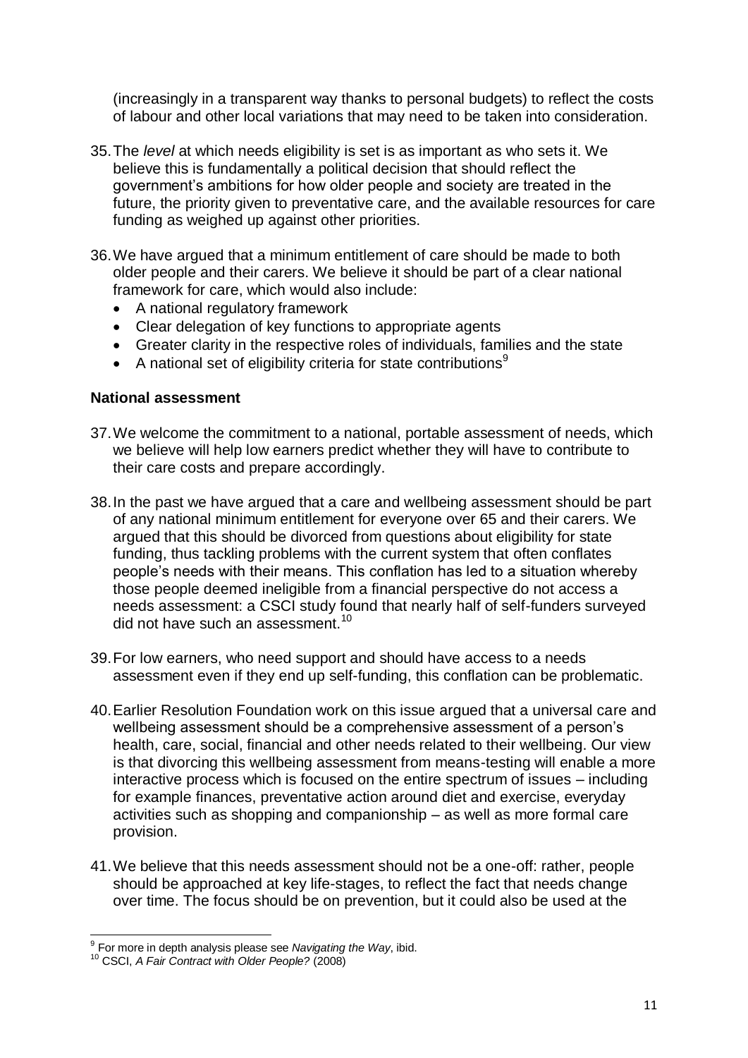(increasingly in a transparent way thanks to personal budgets) to reflect the costs of labour and other local variations that may need to be taken into consideration.

35. The *level* at which needs eligibility is set is as important as who sets it. We believe this is fundamentally a political decision that should reflect the government's ambitions for how older people and society are treated in the future, the priority given to preventative care, and the available resources for care funding as weighed up against other priorities.

36. We have argued that a minimum entitlement of care should be made to both older people and their carers. We believe it should be part of a clear national framework for care, which would also include:
    - A national regulatory framework
    - Clear delegation of key functions to appropriate agents
    - Greater clarity in the respective roles of individuals, families and the state
    - A national set of eligibility criteria for state contributions[9]

**National assessment**

37. We welcome the commitment to a national, portable assessment of needs, which we believe will help low earners predict whether they will have to contribute to their care costs and prepare accordingly.

38. In the past we have argued that a care and wellbeing assessment should be part of any national minimum entitlement for everyone over 65 and their carers. We argued that this should be divorced from questions about eligibility for state funding, thus tackling problems with the current system that often conflates people's needs with their means. This conflation has led to a situation whereby those people deemed ineligible from a financial perspective do not access a needs assessment: a CSCI study found that nearly half of self-funders surveyed did not have such an assessment.[10]

39. For low earners, who need support and should have access to a needs assessment even if they end up self-funding, this conflation can be problematic.

40. Earlier Resolution Foundation work on this issue argued that a universal care and wellbeing assessment should be a comprehensive assessment of a person's health, care, social, financial and other needs related to their wellbeing. Our view is that divorcing this wellbeing assessment from means-testing will enable a more interactive process which is focused on the entire spectrum of issues – including for example finances, preventative action around diet and exercise, everyday activities such as shopping and companionship – as well as more formal care provision.

41. We believe that this needs assessment should not be a one-off: rather, people should be approached at key life-stages, to reflect the fact that needs change over time. The focus should be on prevention, but it could also be used at the

[9] For more in depth analysis please see *Navigating the Way*, ibid.

[10] CSCI, *A Fair Contract with Older People?* (2008)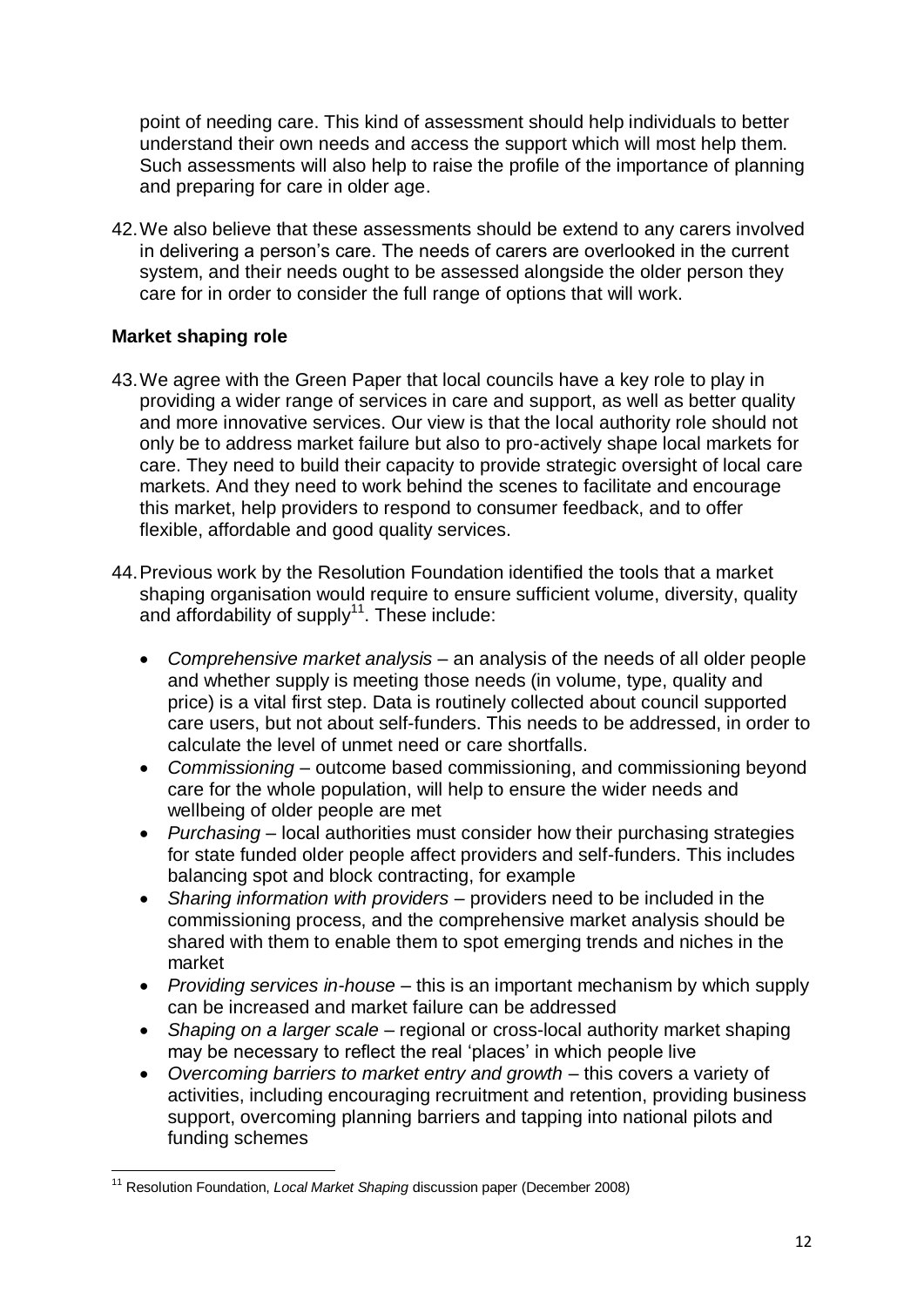point of needing care. This kind of assessment should help individuals to better understand their own needs and access the support which will most help them. Such assessments will also help to raise the profile of the importance of planning and preparing for care in older age.

42. We also believe that these assessments should be extend to any carers involved in delivering a person's care. The needs of carers are overlooked in the current system, and their needs ought to be assessed alongside the older person they care for in order to consider the full range of options that will work.

**Market shaping role**

43. We agree with the Green Paper that local councils have a key role to play in providing a wider range of services in care and support, as well as better quality and more innovative services. Our view is that the local authority role should not only be to address market failure but also to pro-actively shape local markets for care. They need to build their capacity to provide strategic oversight of local care markets. And they need to work behind the scenes to facilitate and encourage this market, help providers to respond to consumer feedback, and to offer flexible, affordable and good quality services.

44. Previous work by the Resolution Foundation identified the tools that a market shaping organisation would require to ensure sufficient volume, diversity, quality and affordability of supply[11]. These include:

- *Comprehensive market analysis* – an analysis of the needs of all older people and whether supply is meeting those needs (in volume, type, quality and price) is a vital first step. Data is routinely collected about council supported care users, but not about self-funders. This needs to be addressed, in order to calculate the level of unmet need or care shortfalls.
- *Commissioning* – outcome based commissioning, and commissioning beyond care for the whole population, will help to ensure the wider needs and wellbeing of older people are met
- *Purchasing* – local authorities must consider how their purchasing strategies for state funded older people affect providers and self-funders. This includes balancing spot and block contracting, for example
- *Sharing information with providers* – providers need to be included in the commissioning process, and the comprehensive market analysis should be shared with them to enable them to spot emerging trends and niches in the market
- *Providing services in-house* – this is an important mechanism by which supply can be increased and market failure can be addressed
- *Shaping on a larger scale* – regional or cross-local authority market shaping may be necessary to reflect the real 'places' in which people live
- *Overcoming barriers to market entry and growth* – this covers a variety of activities, including encouraging recruitment and retention, providing business support, overcoming planning barriers and tapping into national pilots and funding schemes

---

[11] Resolution Foundation, *Local Market Shaping* discussion paper (December 2008)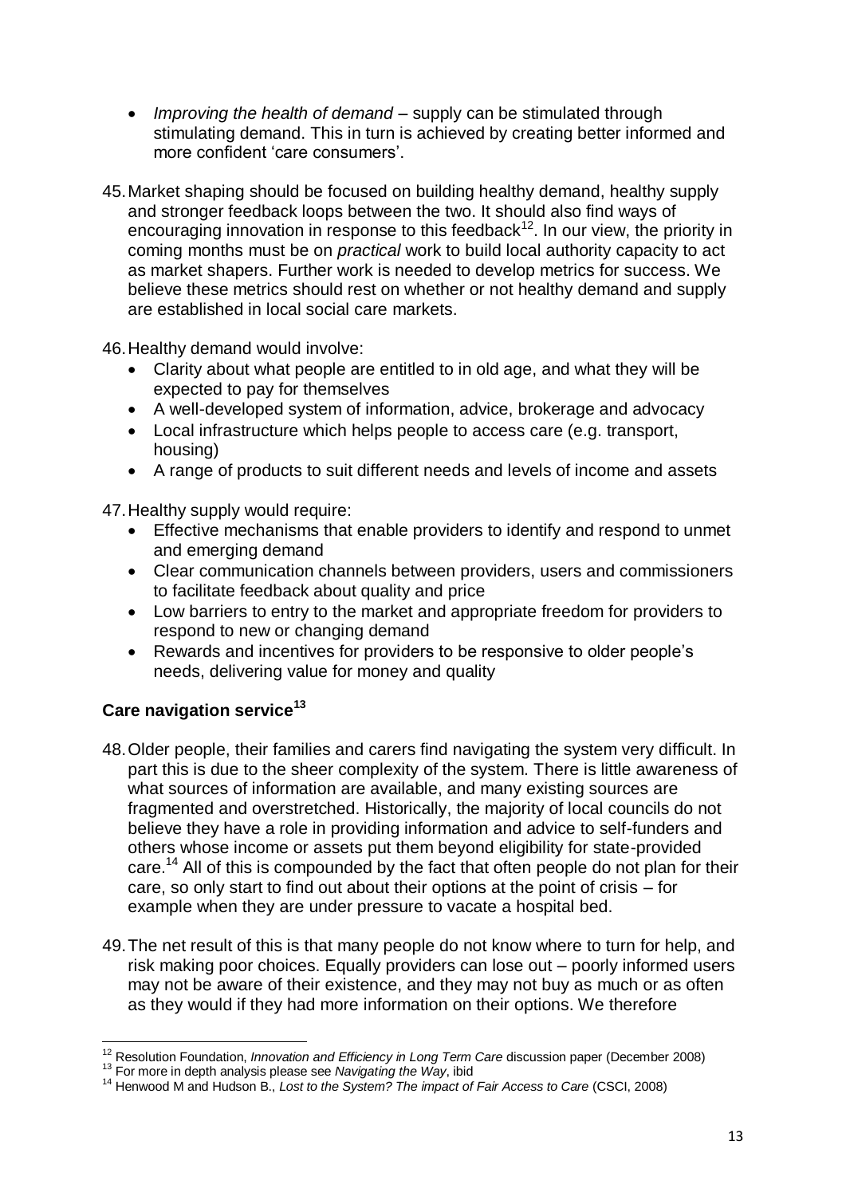- *Improving the health of demand* – supply can be stimulated through stimulating demand. This in turn is achieved by creating better informed and more confident 'care consumers'.

45. Market shaping should be focused on building healthy demand, healthy supply and stronger feedback loops between the two. It should also find ways of encouraging innovation in response to this feedback[12]. In our view, the priority in coming months must be on *practical* work to build local authority capacity to act as market shapers. Further work is needed to develop metrics for success. We believe these metrics should rest on whether or not healthy demand and supply are established in local social care markets.

46. Healthy demand would involve:
    - Clarity about what people are entitled to in old age, and what they will be expected to pay for themselves
    - A well-developed system of information, advice, brokerage and advocacy
    - Local infrastructure which helps people to access care (e.g. transport, housing)
    - A range of products to suit different needs and levels of income and assets

47. Healthy supply would require:
    - Effective mechanisms that enable providers to identify and respond to unmet and emerging demand
    - Clear communication channels between providers, users and commissioners to facilitate feedback about quality and price
    - Low barriers to entry to the market and appropriate freedom for providers to respond to new or changing demand
    - Rewards and incentives for providers to be responsive to older people's needs, delivering value for money and quality

### Care navigation service[13]

48. Older people, their families and carers find navigating the system very difficult. In part this is due to the sheer complexity of the system. There is little awareness of what sources of information are available, and many existing sources are fragmented and overstretched. Historically, the majority of local councils do not believe they have a role in providing information and advice to self-funders and others whose income or assets put them beyond eligibility for state-provided care.[14] All of this is compounded by the fact that often people do not plan for their care, so only start to find out about their options at the point of crisis – for example when they are under pressure to vacate a hospital bed.

49. The net result of this is that many people do not know where to turn for help, and risk making poor choices. Equally providers can lose out – poorly informed users may not be aware of their existence, and they may not buy as much or as often as they would if they had more information on their options. We therefore

---

[12] Resolution Foundation, *Innovation and Efficiency in Long Term Care* discussion paper (December 2008)

[13] For more in depth analysis please see *Navigating the Way*, ibid

[14] Henwood M and Hudson B., *Lost to the System? The impact of Fair Access to Care* (CSCI, 2008)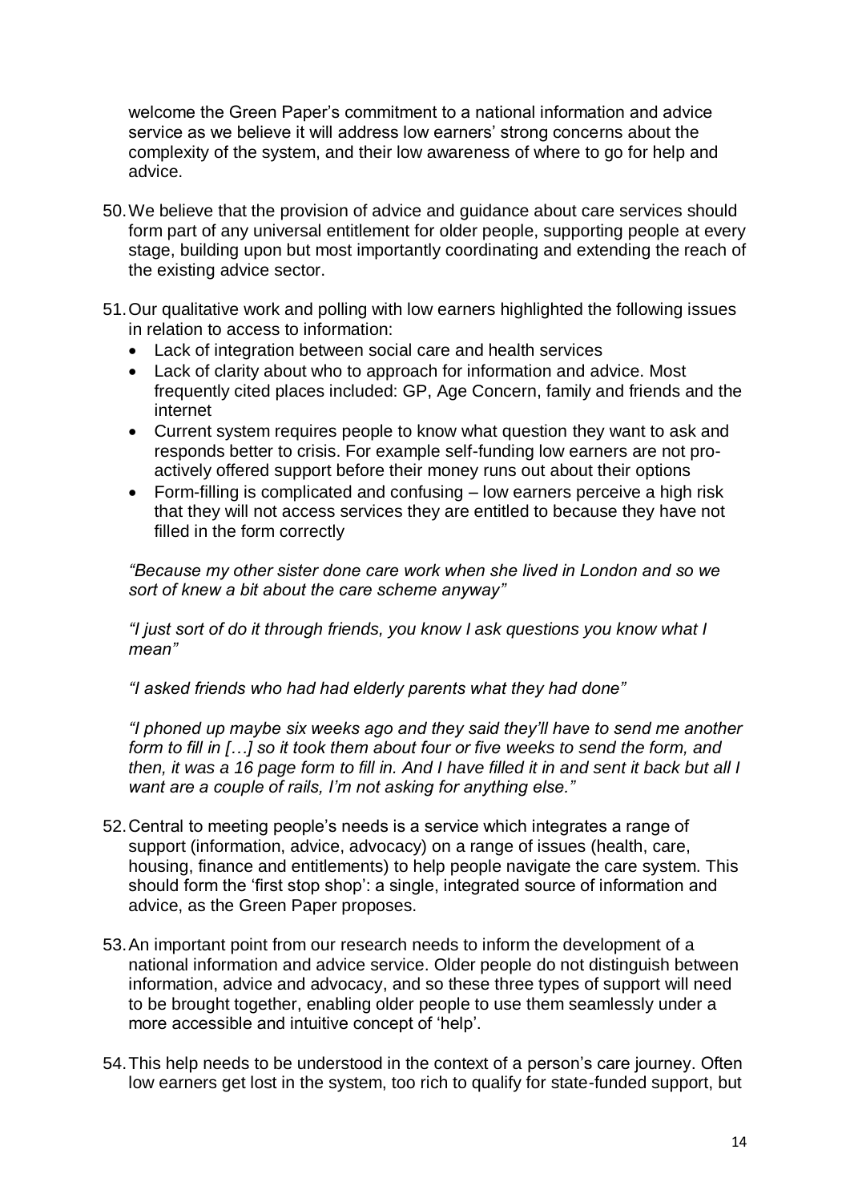welcome the Green Paper's commitment to a national information and advice service as we believe it will address low earners' strong concerns about the complexity of the system, and their low awareness of where to go for help and advice.

50. We believe that the provision of advice and guidance about care services should form part of any universal entitlement for older people, supporting people at every stage, building upon but most importantly coordinating and extending the reach of the existing advice sector.

51. Our qualitative work and polling with low earners highlighted the following issues in relation to access to information:
    - Lack of integration between social care and health services
    - Lack of clarity about who to approach for information and advice. Most frequently cited places included: GP, Age Concern, family and friends and the internet
    - Current system requires people to know what question they want to ask and responds better to crisis. For example self-funding low earners are not pro-actively offered support before their money runs out about their options
    - Form-filling is complicated and confusing – low earners perceive a high risk that they will not access services they are entitled to because they have not filled in the form correctly

    *"Because my other sister done care work when she lived in London and so we sort of knew a bit about the care scheme anyway"*

    *"I just sort of do it through friends, you know I ask questions you know what I mean"*

    *"I asked friends who had had elderly parents what they had done"*

    *"I phoned up maybe six weeks ago and they said they'll have to send me another form to fill in […] so it took them about four or five weeks to send the form, and then, it was a 16 page form to fill in. And I have filled it in and sent it back but all I want are a couple of rails, I'm not asking for anything else."*

52. Central to meeting people's needs is a service which integrates a range of support (information, advice, advocacy) on a range of issues (health, care, housing, finance and entitlements) to help people navigate the care system. This should form the 'first stop shop': a single, integrated source of information and advice, as the Green Paper proposes.

53. An important point from our research needs to inform the development of a national information and advice service. Older people do not distinguish between information, advice and advocacy, and so these three types of support will need to be brought together, enabling older people to use them seamlessly under a more accessible and intuitive concept of 'help'.

54. This help needs to be understood in the context of a person's care journey. Often low earners get lost in the system, too rich to qualify for state-funded support, but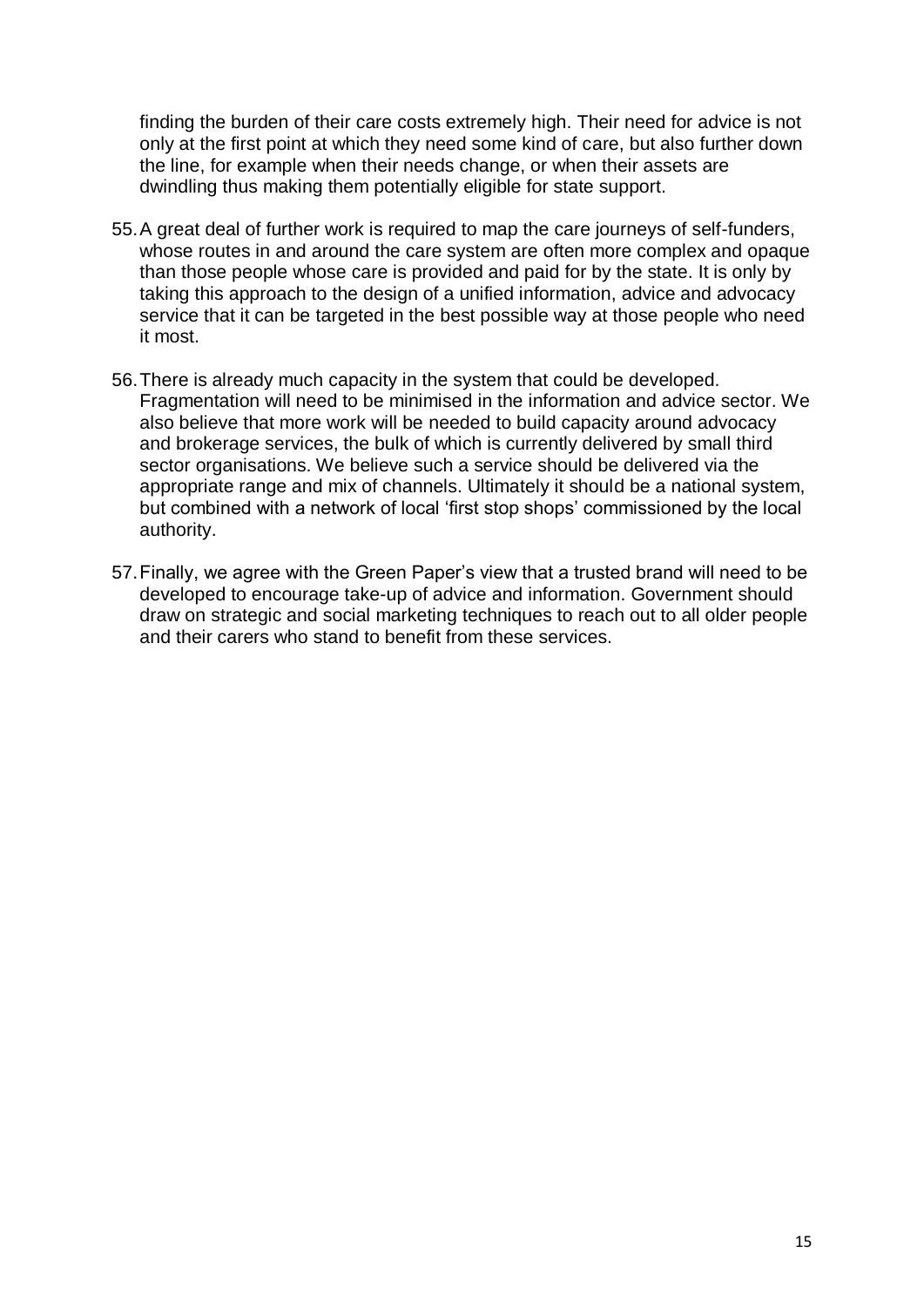finding the burden of their care costs extremely high. Their need for advice is not only at the first point at which they need some kind of care, but also further down the line, for example when their needs change, or when their assets are dwindling thus making them potentially eligible for state support.

55. A great deal of further work is required to map the care journeys of self-funders, whose routes in and around the care system are often more complex and opaque than those people whose care is provided and paid for by the state. It is only by taking this approach to the design of a unified information, advice and advocacy service that it can be targeted in the best possible way at those people who need it most.

56. There is already much capacity in the system that could be developed. Fragmentation will need to be minimised in the information and advice sector. We also believe that more work will be needed to build capacity around advocacy and brokerage services, the bulk of which is currently delivered by small third sector organisations. We believe such a service should be delivered via the appropriate range and mix of channels. Ultimately it should be a national system, but combined with a network of local 'first stop shops' commissioned by the local authority.

57. Finally, we agree with the Green Paper's view that a trusted brand will need to be developed to encourage take-up of advice and information. Government should draw on strategic and social marketing techniques to reach out to all older people and their carers who stand to benefit from these services.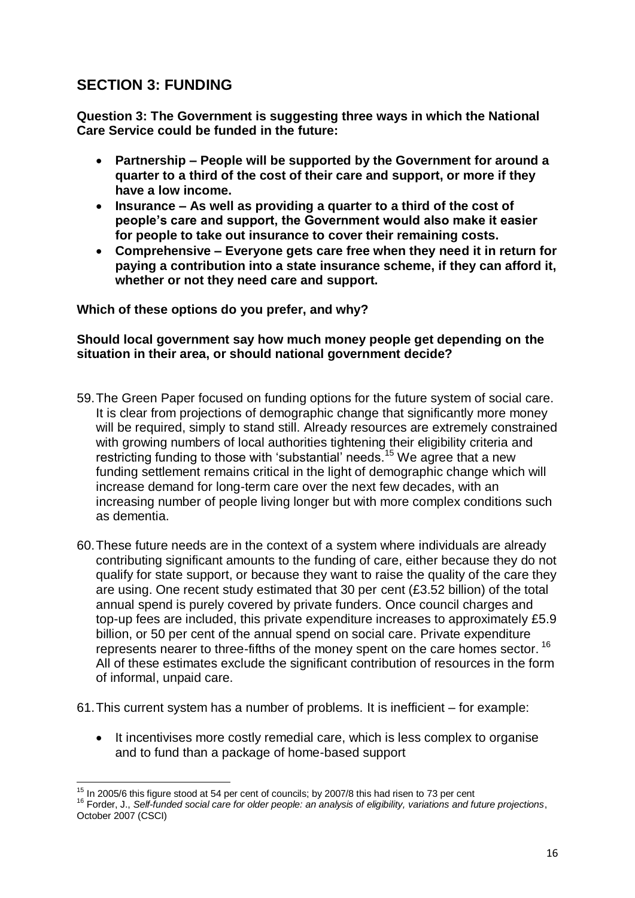## SECTION 3: FUNDING

**Question 3: The Government is suggesting three ways in which the National Care Service could be funded in the future:**

- **Partnership – People will be supported by the Government for around a quarter to a third of the cost of their care and support, or more if they have a low income.**
- **Insurance – As well as providing a quarter to a third of the cost of people's care and support, the Government would also make it easier for people to take out insurance to cover their remaining costs.**
- **Comprehensive – Everyone gets care free when they need it in return for paying a contribution into a state insurance scheme, if they can afford it, whether or not they need care and support.**

**Which of these options do you prefer, and why?**

**Should local government say how much money people get depending on the situation in their area, or should national government decide?**

59. The Green Paper focused on funding options for the future system of social care. It is clear from projections of demographic change that significantly more money will be required, simply to stand still. Already resources are extremely constrained with growing numbers of local authorities tightening their eligibility criteria and restricting funding to those with 'substantial' needs.[15] We agree that a new funding settlement remains critical in the light of demographic change which will increase demand for long-term care over the next few decades, with an increasing number of people living longer but with more complex conditions such as dementia.

60. These future needs are in the context of a system where individuals are already contributing significant amounts to the funding of care, either because they do not qualify for state support, or because they want to raise the quality of the care they are using. One recent study estimated that 30 per cent (£3.52 billion) of the total annual spend is purely covered by private funders. Once council charges and top-up fees are included, this private expenditure increases to approximately £5.9 billion, or 50 per cent of the annual spend on social care. Private expenditure represents nearer to three-fifths of the money spent on the care homes sector.[16] All of these estimates exclude the significant contribution of resources in the form of informal, unpaid care.

61. This current system has a number of problems. It is inefficient – for example:

- It incentivises more costly remedial care, which is less complex to organise and to fund than a package of home-based support

---

[15] In 2005/6 this figure stood at 54 per cent of councils; by 2007/8 this had risen to 73 per cent

[16] Forder, J., *Self-funded social care for older people: an analysis of eligibility, variations and future projections*, October 2007 (CSCI)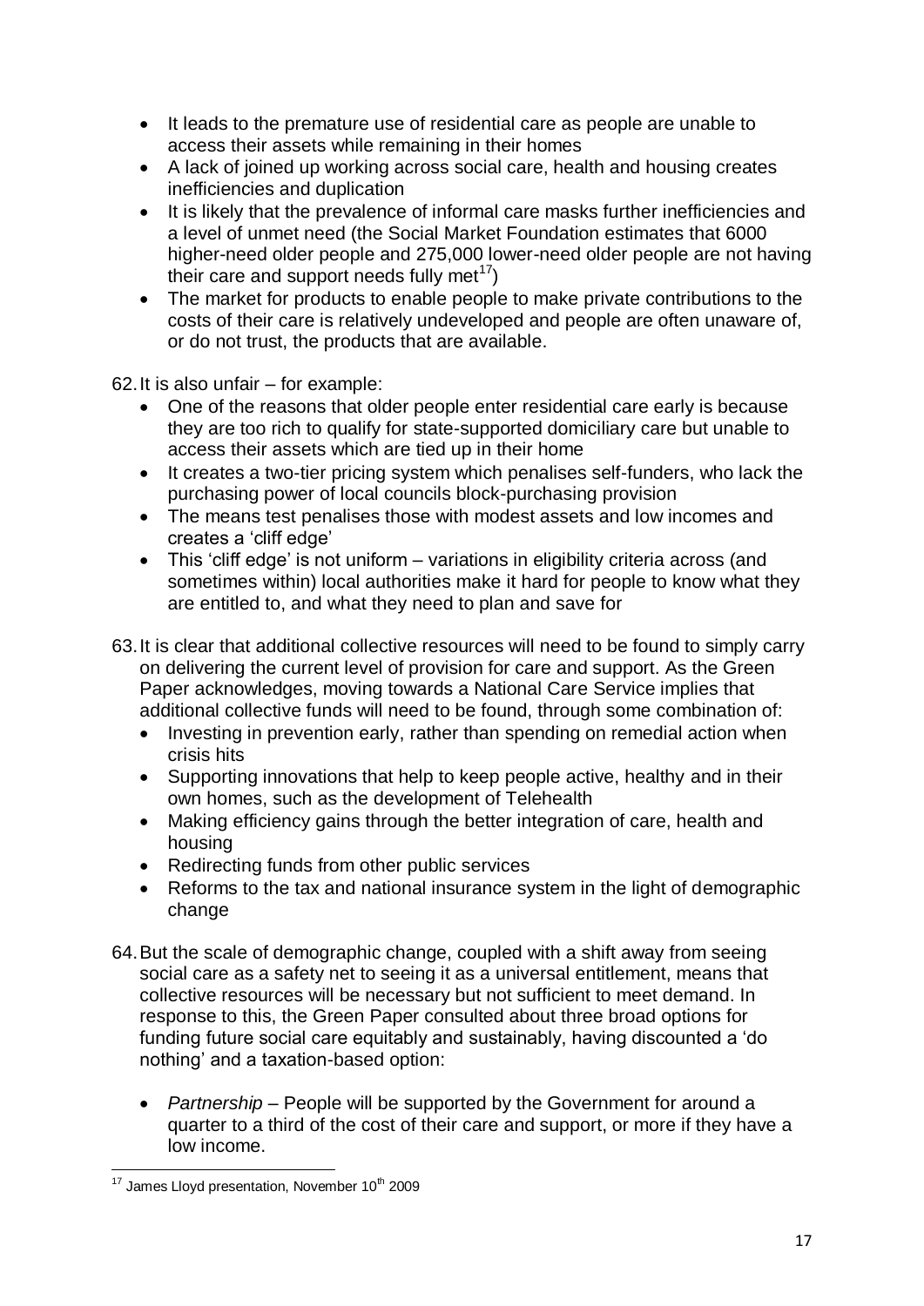- It leads to the premature use of residential care as people are unable to access their assets while remaining in their homes
- A lack of joined up working across social care, health and housing creates inefficiencies and duplication
- It is likely that the prevalence of informal care masks further inefficiencies and a level of unmet need (the Social Market Foundation estimates that 6000 higher-need older people and 275,000 lower-need older people are not having their care and support needs fully met[17])
- The market for products to enable people to make private contributions to the costs of their care is relatively undeveloped and people are often unaware of, or do not trust, the products that are available.

62. It is also unfair – for example:
    - One of the reasons that older people enter residential care early is because they are too rich to qualify for state-supported domiciliary care but unable to access their assets which are tied up in their home
    - It creates a two-tier pricing system which penalises self-funders, who lack the purchasing power of local councils block-purchasing provision
    - The means test penalises those with modest assets and low incomes and creates a 'cliff edge'
    - This 'cliff edge' is not uniform – variations in eligibility criteria across (and sometimes within) local authorities make it hard for people to know what they are entitled to, and what they need to plan and save for

63. It is clear that additional collective resources will need to be found to simply carry on delivering the current level of provision for care and support. As the Green Paper acknowledges, moving towards a National Care Service implies that additional collective funds will need to be found, through some combination of:
    - Investing in prevention early, rather than spending on remedial action when crisis hits
    - Supporting innovations that help to keep people active, healthy and in their own homes, such as the development of Telehealth
    - Making efficiency gains through the better integration of care, health and housing
    - Redirecting funds from other public services
    - Reforms to the tax and national insurance system in the light of demographic change

64. But the scale of demographic change, coupled with a shift away from seeing social care as a safety net to seeing it as a universal entitlement, means that collective resources will be necessary but not sufficient to meet demand. In response to this, the Green Paper consulted about three broad options for funding future social care equitably and sustainably, having discounted a 'do nothing' and a taxation-based option:

    - *Partnership* – People will be supported by the Government for around a quarter to a third of the cost of their care and support, or more if they have a low income.

[17] James Lloyd presentation, November 10th 2009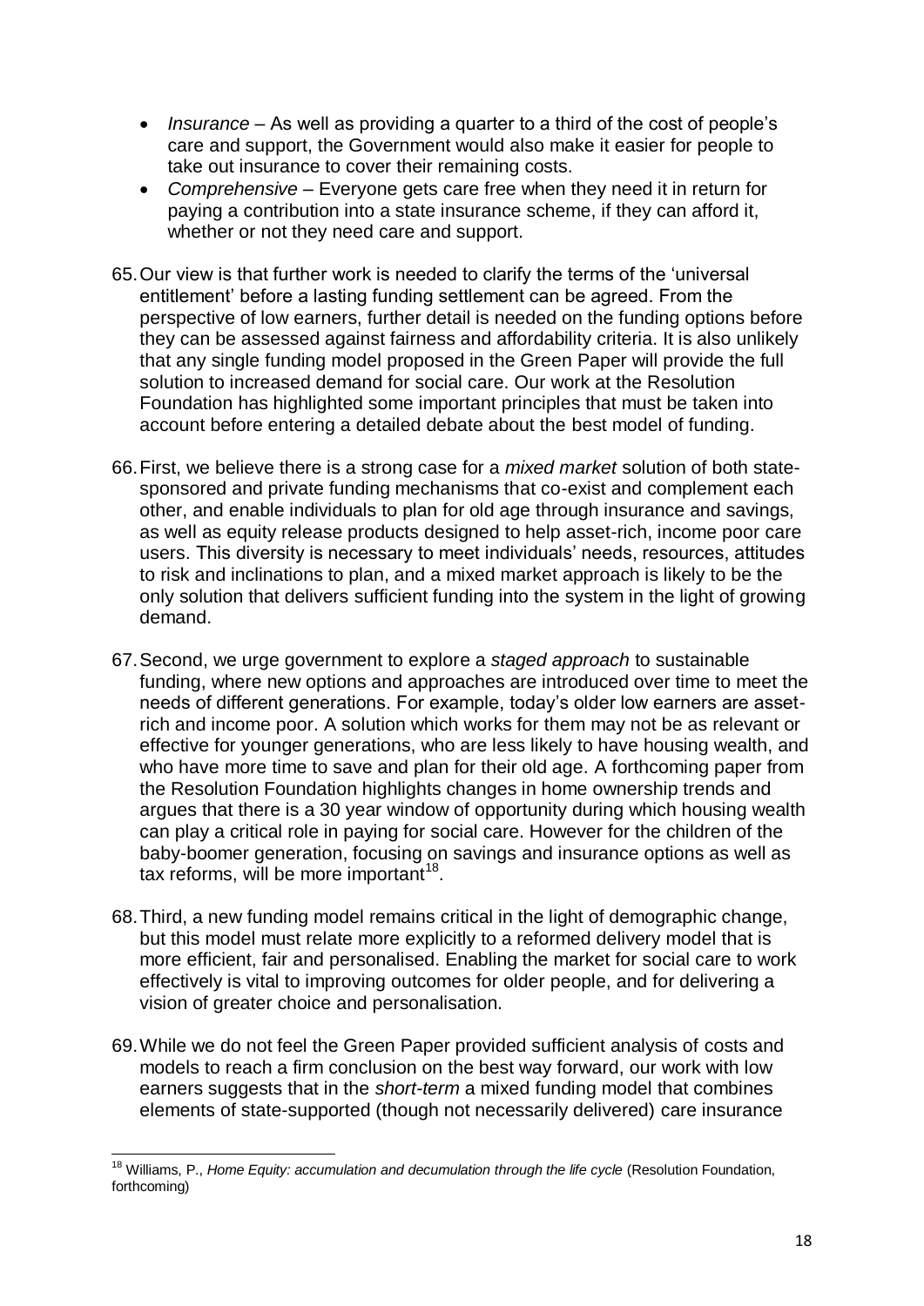- *Insurance* – As well as providing a quarter to a third of the cost of people's care and support, the Government would also make it easier for people to take out insurance to cover their remaining costs.
- *Comprehensive* – Everyone gets care free when they need it in return for paying a contribution into a state insurance scheme, if they can afford it, whether or not they need care and support.

65. Our view is that further work is needed to clarify the terms of the 'universal entitlement' before a lasting funding settlement can be agreed. From the perspective of low earners, further detail is needed on the funding options before they can be assessed against fairness and affordability criteria. It is also unlikely that any single funding model proposed in the Green Paper will provide the full solution to increased demand for social care. Our work at the Resolution Foundation has highlighted some important principles that must be taken into account before entering a detailed debate about the best model of funding.

66. First, we believe there is a strong case for a *mixed market* solution of both state-sponsored and private funding mechanisms that co-exist and complement each other, and enable individuals to plan for old age through insurance and savings, as well as equity release products designed to help asset-rich, income poor care users. This diversity is necessary to meet individuals' needs, resources, attitudes to risk and inclinations to plan, and a mixed market approach is likely to be the only solution that delivers sufficient funding into the system in the light of growing demand.

67. Second, we urge government to explore a *staged approach* to sustainable funding, where new options and approaches are introduced over time to meet the needs of different generations. For example, today's older low earners are asset-rich and income poor. A solution which works for them may not be as relevant or effective for younger generations, who are less likely to have housing wealth, and who have more time to save and plan for their old age. A forthcoming paper from the Resolution Foundation highlights changes in home ownership trends and argues that there is a 30 year window of opportunity during which housing wealth can play a critical role in paying for social care. However for the children of the baby-boomer generation, focusing on savings and insurance options as well as tax reforms, will be more important[18].

68. Third, a new funding model remains critical in the light of demographic change, but this model must relate more explicitly to a reformed delivery model that is more efficient, fair and personalised. Enabling the market for social care to work effectively is vital to improving outcomes for older people, and for delivering a vision of greater choice and personalisation.

69. While we do not feel the Green Paper provided sufficient analysis of costs and models to reach a firm conclusion on the best way forward, our work with low earners suggests that in the *short-term* a mixed funding model that combines elements of state-supported (though not necessarily delivered) care insurance

---

[18] Williams, P., *Home Equity: accumulation and decumulation through the life cycle* (Resolution Foundation, forthcoming)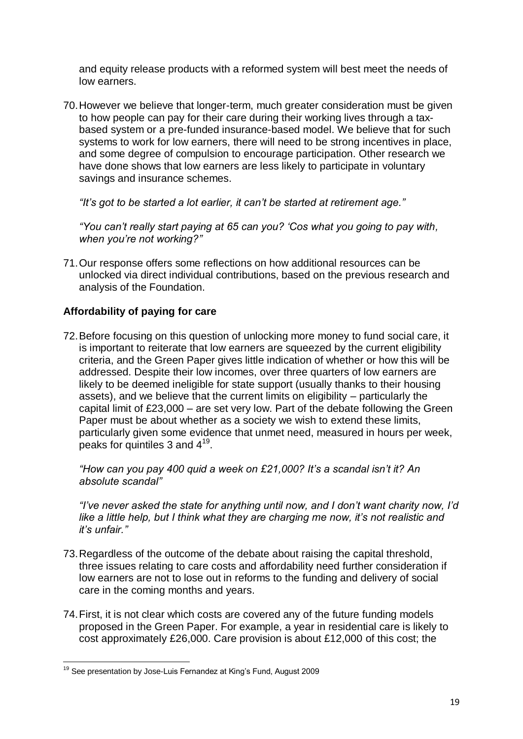and equity release products with a reformed system will best meet the needs of low earners.

70. However we believe that longer-term, much greater consideration must be given to how people can pay for their care during their working lives through a tax-based system or a pre-funded insurance-based model. We believe that for such systems to work for low earners, there will need to be strong incentives in place, and some degree of compulsion to encourage participation. Other research we have done shows that low earners are less likely to participate in voluntary savings and insurance schemes.

*"It's got to be started a lot earlier, it can't be started at retirement age."*

*"You can't really start paying at 65 can you? 'Cos what you going to pay with, when you're not working?"*

71. Our response offers some reflections on how additional resources can be unlocked via direct individual contributions, based on the previous research and analysis of the Foundation.

**Affordability of paying for care**

72. Before focusing on this question of unlocking more money to fund social care, it is important to reiterate that low earners are squeezed by the current eligibility criteria, and the Green Paper gives little indication of whether or how this will be addressed. Despite their low incomes, over three quarters of low earners are likely to be deemed ineligible for state support (usually thanks to their housing assets), and we believe that the current limits on eligibility – particularly the capital limit of £23,000 – are set very low. Part of the debate following the Green Paper must be about whether as a society we wish to extend these limits, particularly given some evidence that unmet need, measured in hours per week, peaks for quintiles 3 and 4[19].

*"How can you pay 400 quid a week on £21,000? It's a scandal isn't it? An absolute scandal"*

*"I've never asked the state for anything until now, and I don't want charity now, I'd like a little help, but I think what they are charging me now, it's not realistic and it's unfair."*

73. Regardless of the outcome of the debate about raising the capital threshold, three issues relating to care costs and affordability need further consideration if low earners are not to lose out in reforms to the funding and delivery of social care in the coming months and years.

74. First, it is not clear which costs are covered any of the future funding models proposed in the Green Paper. For example, a year in residential care is likely to cost approximately £26,000. Care provision is about £12,000 of this cost; the

[19] See presentation by Jose-Luis Fernandez at King's Fund, August 2009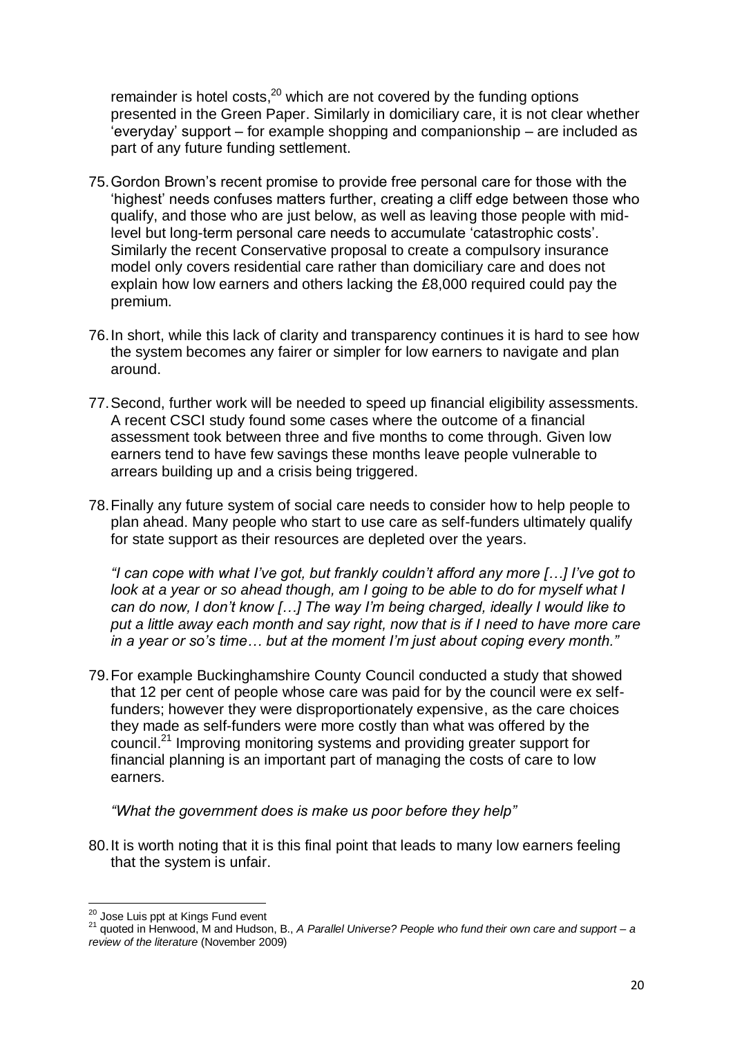remainder is hotel costs,[20] which are not covered by the funding options presented in the Green Paper. Similarly in domiciliary care, it is not clear whether 'everyday' support – for example shopping and companionship – are included as part of any future funding settlement.

75. Gordon Brown's recent promise to provide free personal care for those with the 'highest' needs confuses matters further, creating a cliff edge between those who qualify, and those who are just below, as well as leaving those people with mid-level but long-term personal care needs to accumulate 'catastrophic costs'. Similarly the recent Conservative proposal to create a compulsory insurance model only covers residential care rather than domiciliary care and does not explain how low earners and others lacking the £8,000 required could pay the premium.

76. In short, while this lack of clarity and transparency continues it is hard to see how the system becomes any fairer or simpler for low earners to navigate and plan around.

77. Second, further work will be needed to speed up financial eligibility assessments. A recent CSCI study found some cases where the outcome of a financial assessment took between three and five months to come through. Given low earners tend to have few savings these months leave people vulnerable to arrears building up and a crisis being triggered.

78. Finally any future system of social care needs to consider how to help people to plan ahead. Many people who start to use care as self-funders ultimately qualify for state support as their resources are depleted over the years.

*"I can cope with what I've got, but frankly couldn't afford any more […] I've got to look at a year or so ahead though, am I going to be able to do for myself what I can do now, I don't know […] The way I'm being charged, ideally I would like to put a little away each month and say right, now that is if I need to have more care in a year or so's time… but at the moment I'm just about coping every month."*

79. For example Buckinghamshire County Council conducted a study that showed that 12 per cent of people whose care was paid for by the council were ex self-funders; however they were disproportionately expensive, as the care choices they made as self-funders were more costly than what was offered by the council.[21] Improving monitoring systems and providing greater support for financial planning is an important part of managing the costs of care to low earners.

*"What the government does is make us poor before they help"*

80. It is worth noting that it is this final point that leads to many low earners feeling that the system is unfair.

---

[20] Jose Luis ppt at Kings Fund event

[21] quoted in Henwood, M and Hudson, B., *A Parallel Universe? People who fund their own care and support – a review of the literature* (November 2009)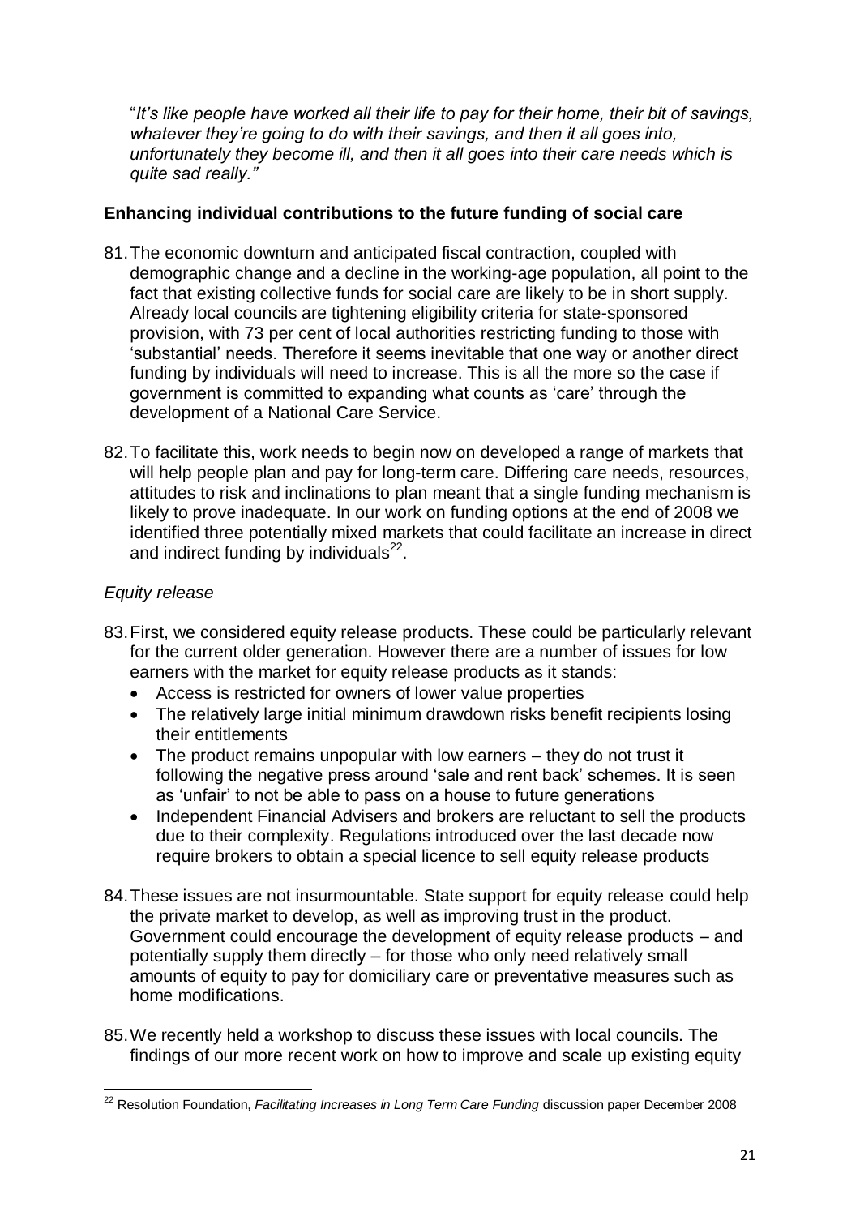"*It's like people have worked all their life to pay for their home, their bit of savings, whatever they're going to do with their savings, and then it all goes into, unfortunately they become ill, and then it all goes into their care needs which is quite sad really."*

**Enhancing individual contributions to the future funding of social care**

81. The economic downturn and anticipated fiscal contraction, coupled with demographic change and a decline in the working-age population, all point to the fact that existing collective funds for social care are likely to be in short supply. Already local councils are tightening eligibility criteria for state-sponsored provision, with 73 per cent of local authorities restricting funding to those with 'substantial' needs. Therefore it seems inevitable that one way or another direct funding by individuals will need to increase. This is all the more so the case if government is committed to expanding what counts as 'care' through the development of a National Care Service.

82. To facilitate this, work needs to begin now on developed a range of markets that will help people plan and pay for long-term care. Differing care needs, resources, attitudes to risk and inclinations to plan meant that a single funding mechanism is likely to prove inadequate. In our work on funding options at the end of 2008 we identified three potentially mixed markets that could facilitate an increase in direct and indirect funding by individuals[22].

*Equity release*

83. First, we considered equity release products. These could be particularly relevant for the current older generation. However there are a number of issues for low earners with the market for equity release products as it stands:
    - Access is restricted for owners of lower value properties
    - The relatively large initial minimum drawdown risks benefit recipients losing their entitlements
    - The product remains unpopular with low earners – they do not trust it following the negative press around 'sale and rent back' schemes. It is seen as 'unfair' to not be able to pass on a house to future generations
    - Independent Financial Advisers and brokers are reluctant to sell the products due to their complexity. Regulations introduced over the last decade now require brokers to obtain a special licence to sell equity release products

84. These issues are not insurmountable. State support for equity release could help the private market to develop, as well as improving trust in the product. Government could encourage the development of equity release products – and potentially supply them directly – for those who only need relatively small amounts of equity to pay for domiciliary care or preventative measures such as home modifications.

85. We recently held a workshop to discuss these issues with local councils. The findings of our more recent work on how to improve and scale up existing equity

[22] Resolution Foundation, *Facilitating Increases in Long Term Care Funding* discussion paper December 2008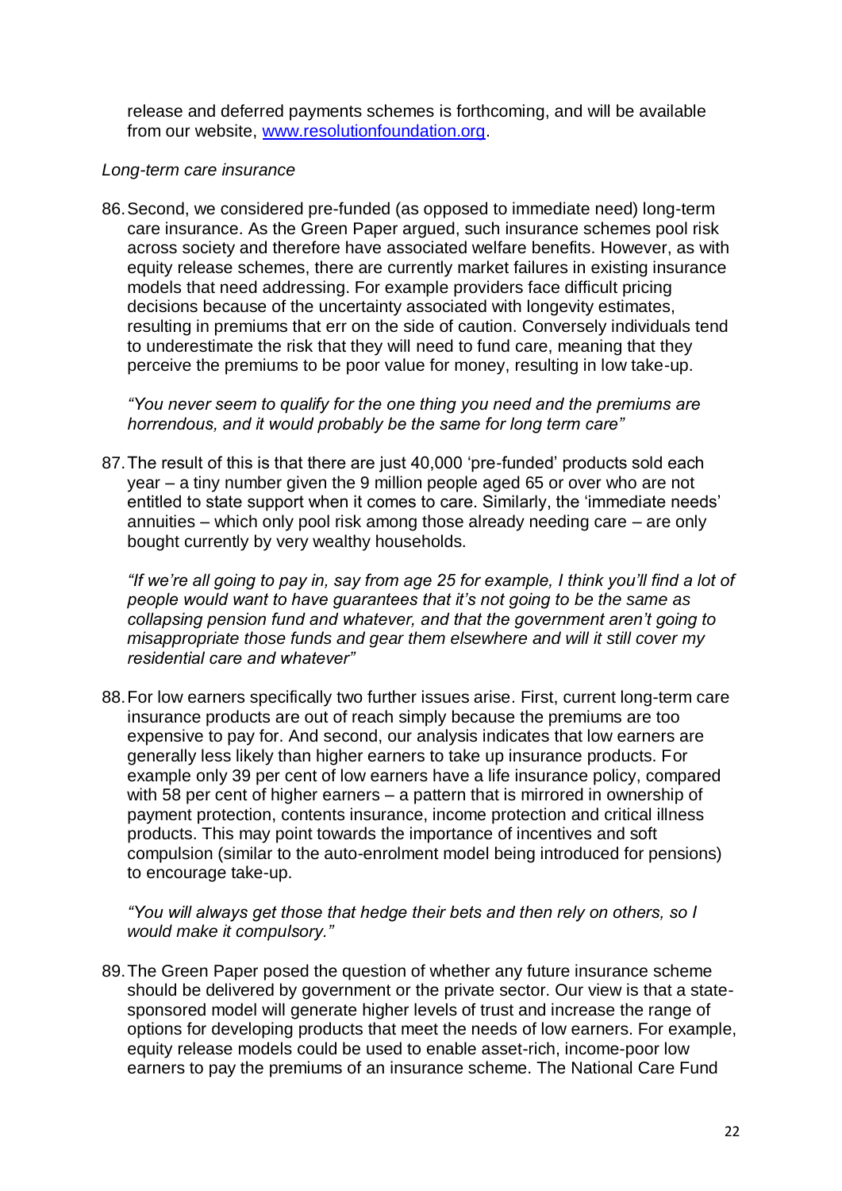release and deferred payments schemes is forthcoming, and will be available from our website, [www.resolutionfoundation.org](http://www.resolutionfoundation.org).

*Long-term care insurance*

86. Second, we considered pre-funded (as opposed to immediate need) long-term care insurance. As the Green Paper argued, such insurance schemes pool risk across society and therefore have associated welfare benefits. However, as with equity release schemes, there are currently market failures in existing insurance models that need addressing. For example providers face difficult pricing decisions because of the uncertainty associated with longevity estimates, resulting in premiums that err on the side of caution. Conversely individuals tend to underestimate the risk that they will need to fund care, meaning that they perceive the premiums to be poor value for money, resulting in low take-up.

*"You never seem to qualify for the one thing you need and the premiums are horrendous, and it would probably be the same for long term care"*

87. The result of this is that there are just 40,000 'pre-funded' products sold each year – a tiny number given the 9 million people aged 65 or over who are not entitled to state support when it comes to care. Similarly, the 'immediate needs' annuities – which only pool risk among those already needing care – are only bought currently by very wealthy households.

*"If we're all going to pay in, say from age 25 for example, I think you'll find a lot of people would want to have guarantees that it's not going to be the same as collapsing pension fund and whatever, and that the government aren't going to misappropriate those funds and gear them elsewhere and will it still cover my residential care and whatever"*

88. For low earners specifically two further issues arise. First, current long-term care insurance products are out of reach simply because the premiums are too expensive to pay for. And second, our analysis indicates that low earners are generally less likely than higher earners to take up insurance products. For example only 39 per cent of low earners have a life insurance policy, compared with 58 per cent of higher earners – a pattern that is mirrored in ownership of payment protection, contents insurance, income protection and critical illness products. This may point towards the importance of incentives and soft compulsion (similar to the auto-enrolment model being introduced for pensions) to encourage take-up.

*"You will always get those that hedge their bets and then rely on others, so I would make it compulsory."*

89. The Green Paper posed the question of whether any future insurance scheme should be delivered by government or the private sector. Our view is that a state-sponsored model will generate higher levels of trust and increase the range of options for developing products that meet the needs of low earners. For example, equity release models could be used to enable asset-rich, income-poor low earners to pay the premiums of an insurance scheme. The National Care Fund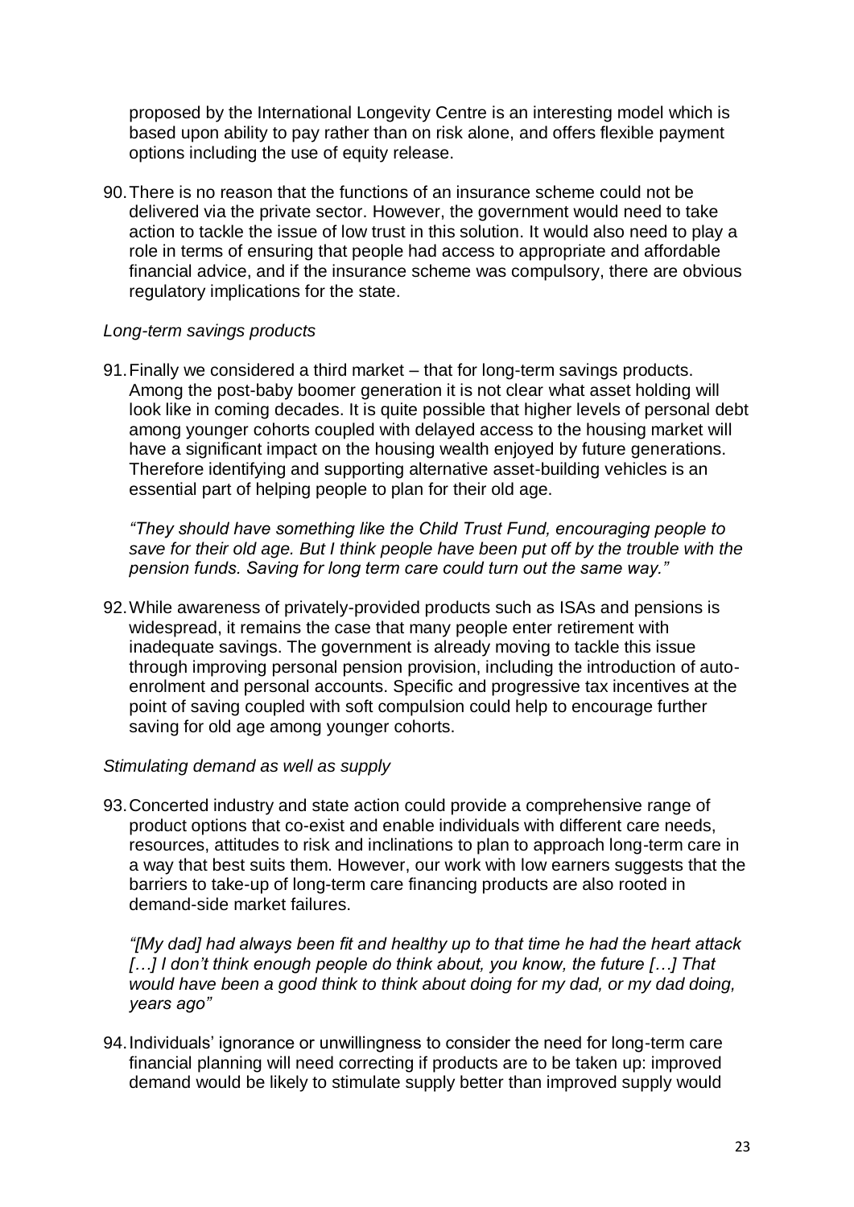proposed by the International Longevity Centre is an interesting model which is based upon ability to pay rather than on risk alone, and offers flexible payment options including the use of equity release.

90. There is no reason that the functions of an insurance scheme could not be delivered via the private sector. However, the government would need to take action to tackle the issue of low trust in this solution. It would also need to play a role in terms of ensuring that people had access to appropriate and affordable financial advice, and if the insurance scheme was compulsory, there are obvious regulatory implications for the state.

*Long-term savings products*

91. Finally we considered a third market – that for long-term savings products. Among the post-baby boomer generation it is not clear what asset holding will look like in coming decades. It is quite possible that higher levels of personal debt among younger cohorts coupled with delayed access to the housing market will have a significant impact on the housing wealth enjoyed by future generations. Therefore identifying and supporting alternative asset-building vehicles is an essential part of helping people to plan for their old age.

*"They should have something like the Child Trust Fund, encouraging people to save for their old age. But I think people have been put off by the trouble with the pension funds. Saving for long term care could turn out the same way."*

92. While awareness of privately-provided products such as ISAs and pensions is widespread, it remains the case that many people enter retirement with inadequate savings. The government is already moving to tackle this issue through improving personal pension provision, including the introduction of auto-enrolment and personal accounts. Specific and progressive tax incentives at the point of saving coupled with soft compulsion could help to encourage further saving for old age among younger cohorts.

*Stimulating demand as well as supply*

93. Concerted industry and state action could provide a comprehensive range of product options that co-exist and enable individuals with different care needs, resources, attitudes to risk and inclinations to plan to approach long-term care in a way that best suits them. However, our work with low earners suggests that the barriers to take-up of long-term care financing products are also rooted in demand-side market failures.

*"[My dad] had always been fit and healthy up to that time he had the heart attack […] I don't think enough people do think about, you know, the future […] That would have been a good think to think about doing for my dad, or my dad doing, years ago"*

94. Individuals' ignorance or unwillingness to consider the need for long-term care financial planning will need correcting if products are to be taken up: improved demand would be likely to stimulate supply better than improved supply would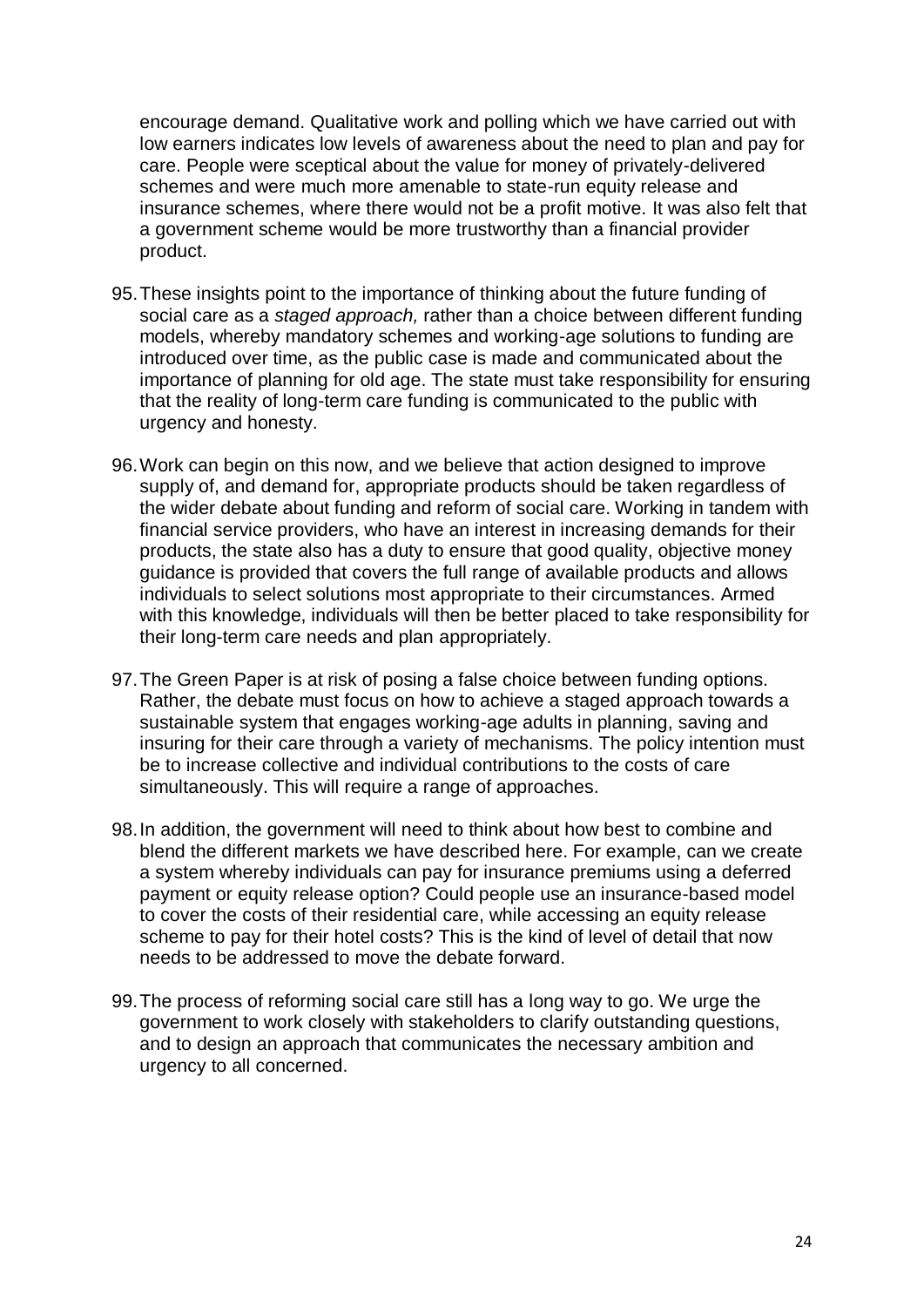encourage demand. Qualitative work and polling which we have carried out with low earners indicates low levels of awareness about the need to plan and pay for care. People were sceptical about the value for money of privately-delivered schemes and were much more amenable to state-run equity release and insurance schemes, where there would not be a profit motive. It was also felt that a government scheme would be more trustworthy than a financial provider product.

95. These insights point to the importance of thinking about the future funding of social care as a *staged approach,* rather than a choice between different funding models, whereby mandatory schemes and working-age solutions to funding are introduced over time, as the public case is made and communicated about the importance of planning for old age. The state must take responsibility for ensuring that the reality of long-term care funding is communicated to the public with urgency and honesty.

96. Work can begin on this now, and we believe that action designed to improve supply of, and demand for, appropriate products should be taken regardless of the wider debate about funding and reform of social care. Working in tandem with financial service providers, who have an interest in increasing demands for their products, the state also has a duty to ensure that good quality, objective money guidance is provided that covers the full range of available products and allows individuals to select solutions most appropriate to their circumstances. Armed with this knowledge, individuals will then be better placed to take responsibility for their long-term care needs and plan appropriately.

97. The Green Paper is at risk of posing a false choice between funding options. Rather, the debate must focus on how to achieve a staged approach towards a sustainable system that engages working-age adults in planning, saving and insuring for their care through a variety of mechanisms. The policy intention must be to increase collective and individual contributions to the costs of care simultaneously. This will require a range of approaches.

98. In addition, the government will need to think about how best to combine and blend the different markets we have described here. For example, can we create a system whereby individuals can pay for insurance premiums using a deferred payment or equity release option? Could people use an insurance-based model to cover the costs of their residential care, while accessing an equity release scheme to pay for their hotel costs? This is the kind of level of detail that now needs to be addressed to move the debate forward.

99. The process of reforming social care still has a long way to go. We urge the government to work closely with stakeholders to clarify outstanding questions, and to design an approach that communicates the necessary ambition and urgency to all concerned.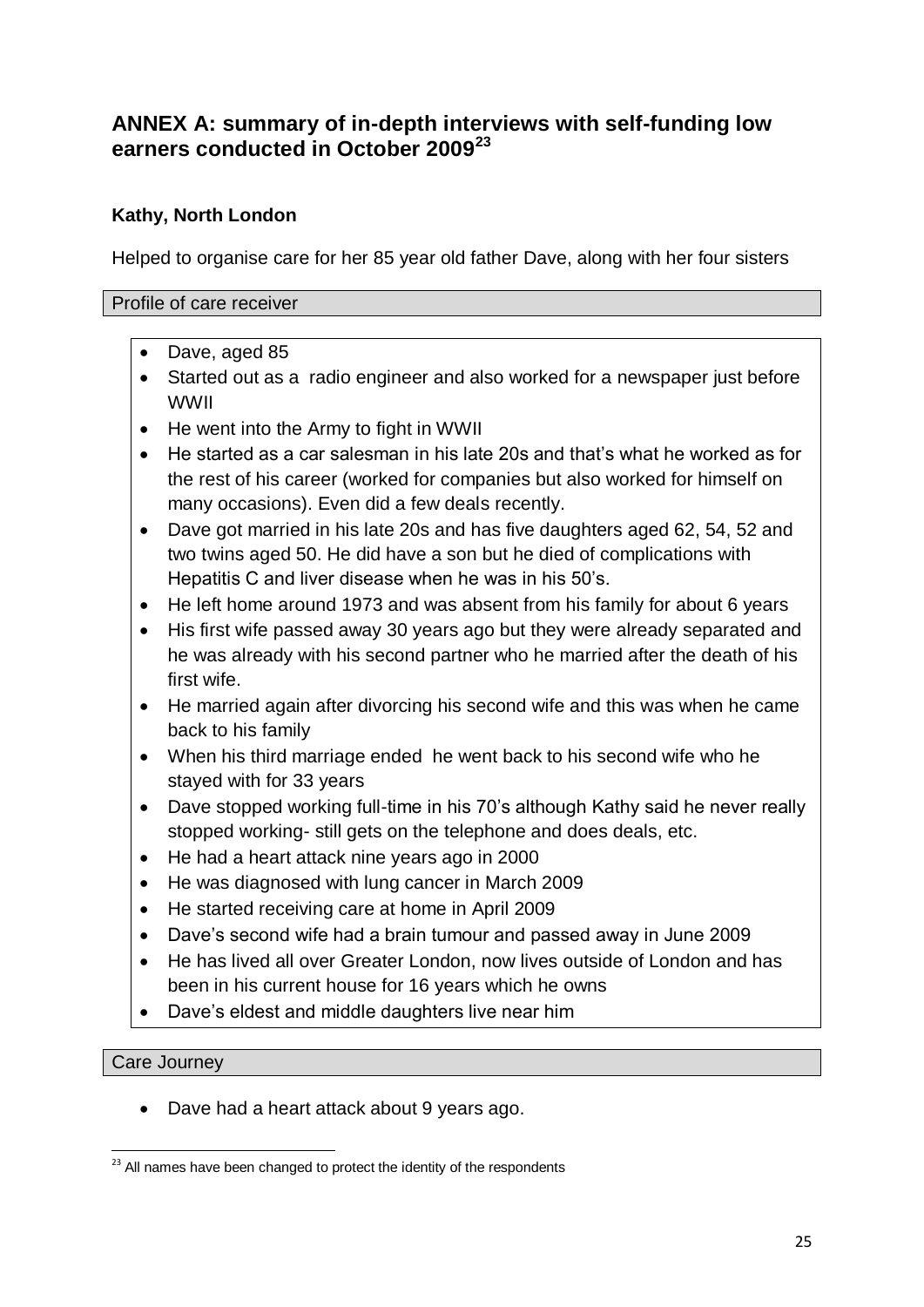## ANNEX A: summary of in-depth interviews with self-funding low earners conducted in October 2009[23]

### Kathy, North London

Helped to organise care for her 85 year old father Dave, along with her four sisters

#### Profile of care receiver

- Dave, aged 85
- Started out as a radio engineer and also worked for a newspaper just before WWII
- He went into the Army to fight in WWII
- He started as a car salesman in his late 20s and that's what he worked as for the rest of his career (worked for companies but also worked for himself on many occasions). Even did a few deals recently.
- Dave got married in his late 20s and has five daughters aged 62, 54, 52 and two twins aged 50. He did have a son but he died of complications with Hepatitis C and liver disease when he was in his 50's.
- He left home around 1973 and was absent from his family for about 6 years
- His first wife passed away 30 years ago but they were already separated and he was already with his second partner who he married after the death of his first wife.
- He married again after divorcing his second wife and this was when he came back to his family
- When his third marriage ended he went back to his second wife who he stayed with for 33 years
- Dave stopped working full-time in his 70's although Kathy said he never really stopped working- still gets on the telephone and does deals, etc.
- He had a heart attack nine years ago in 2000
- He was diagnosed with lung cancer in March 2009
- He started receiving care at home in April 2009
- Dave's second wife had a brain tumour and passed away in June 2009
- He has lived all over Greater London, now lives outside of London and has been in his current house for 16 years which he owns
- Dave's eldest and middle daughters live near him

#### Care Journey

- Dave had a heart attack about 9 years ago.

[23] All names have been changed to protect the identity of the respondents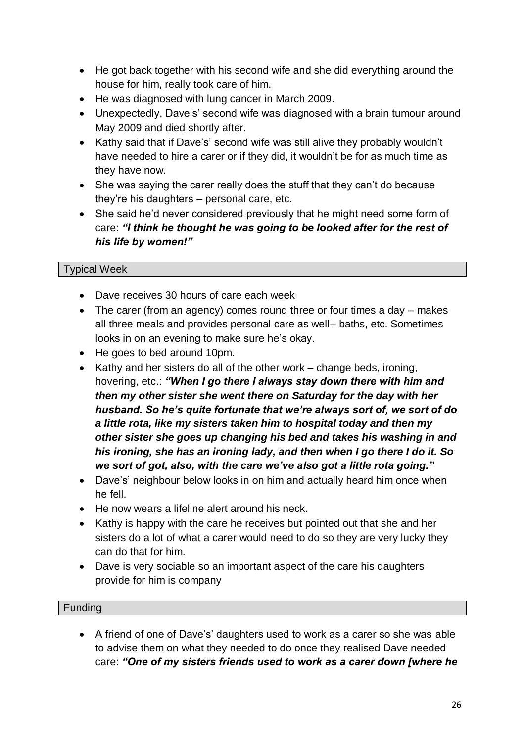- He got back together with his second wife and she did everything around the house for him, really took care of him.
- He was diagnosed with lung cancer in March 2009.
- Unexpectedly, Dave's' second wife was diagnosed with a brain tumour around May 2009 and died shortly after.
- Kathy said that if Dave's' second wife was still alive they probably wouldn't have needed to hire a carer or if they did, it wouldn't be for as much time as they have now.
- She was saying the carer really does the stuff that they can't do because they're his daughters – personal care, etc.
- She said he'd never considered previously that he might need some form of care: ***"I think he thought he was going to be looked after for the rest of his life by women!"***

## Typical Week

- Dave receives 30 hours of care each week
- The carer (from an agency) comes round three or four times a day – makes all three meals and provides personal care as well– baths, etc. Sometimes looks in on an evening to make sure he's okay.
- He goes to bed around 10pm.
- Kathy and her sisters do all of the other work – change beds, ironing, hovering, etc.: ***"When I go there I always stay down there with him and then my other sister she went there on Saturday for the day with her husband. So he's quite fortunate that we're always sort of, we sort of do a little rota, like my sisters taken him to hospital today and then my other sister she goes up changing his bed and takes his washing in and his ironing, she has an ironing lady, and then when I go there I do it. So we sort of got, also, with the care we've also got a little rota going."***
- Dave's' neighbour below looks in on him and actually heard him once when he fell.
- He now wears a lifeline alert around his neck.
- Kathy is happy with the care he receives but pointed out that she and her sisters do a lot of what a carer would need to do so they are very lucky they can do that for him.
- Dave is very sociable so an important aspect of the care his daughters provide for him is company

## Funding

- A friend of one of Dave's' daughters used to work as a carer so she was able to advise them on what they needed to do once they realised Dave needed care: ***"One of my sisters friends used to work as a carer down [where he***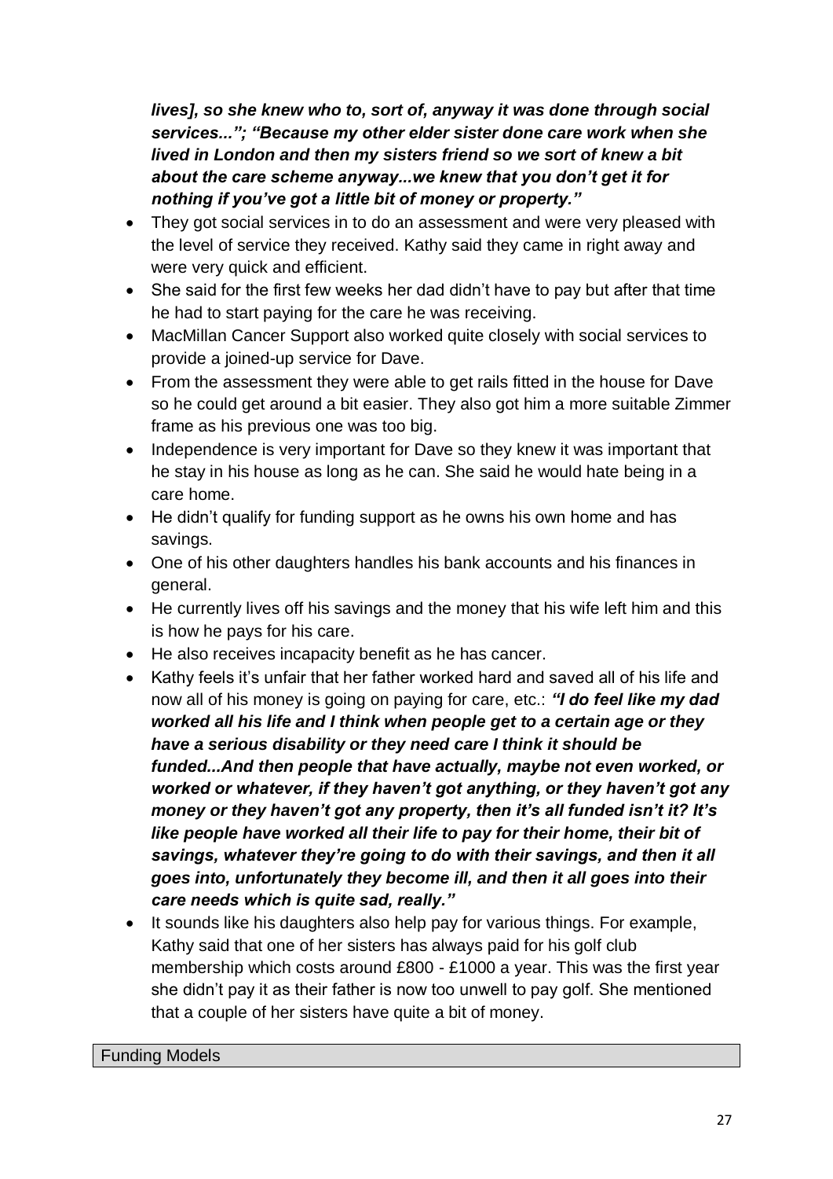***lives], so she knew who to, sort of, anyway it was done through social services..."; "Because my other elder sister done care work when she lived in London and then my sisters friend so we sort of knew a bit about the care scheme anyway...we knew that you don't get it for nothing if you've got a little bit of money or property."***

- They got social services in to do an assessment and were very pleased with the level of service they received. Kathy said they came in right away and were very quick and efficient.
- She said for the first few weeks her dad didn't have to pay but after that time he had to start paying for the care he was receiving.
- MacMillan Cancer Support also worked quite closely with social services to provide a joined-up service for Dave.
- From the assessment they were able to get rails fitted in the house for Dave so he could get around a bit easier. They also got him a more suitable Zimmer frame as his previous one was too big.
- Independence is very important for Dave so they knew it was important that he stay in his house as long as he can. She said he would hate being in a care home.
- He didn't qualify for funding support as he owns his own home and has savings.
- One of his other daughters handles his bank accounts and his finances in general.
- He currently lives off his savings and the money that his wife left him and this is how he pays for his care.
- He also receives incapacity benefit as he has cancer.
- Kathy feels it's unfair that her father worked hard and saved all of his life and now all of his money is going on paying for care, etc.: ***"I do feel like my dad worked all his life and I think when people get to a certain age or they have a serious disability or they need care I think it should be funded...And then people that have actually, maybe not even worked, or worked or whatever, if they haven't got anything, or they haven't got any money or they haven't got any property, then it's all funded isn't it? It's like people have worked all their life to pay for their home, their bit of savings, whatever they're going to do with their savings, and then it all goes into, unfortunately they become ill, and then it all goes into their care needs which is quite sad, really."***
- It sounds like his daughters also help pay for various things. For example, Kathy said that one of her sisters has always paid for his golf club membership which costs around £800 - £1000 a year. This was the first year she didn't pay it as their father is now too unwell to pay golf. She mentioned that a couple of her sisters have quite a bit of money.

## Funding Models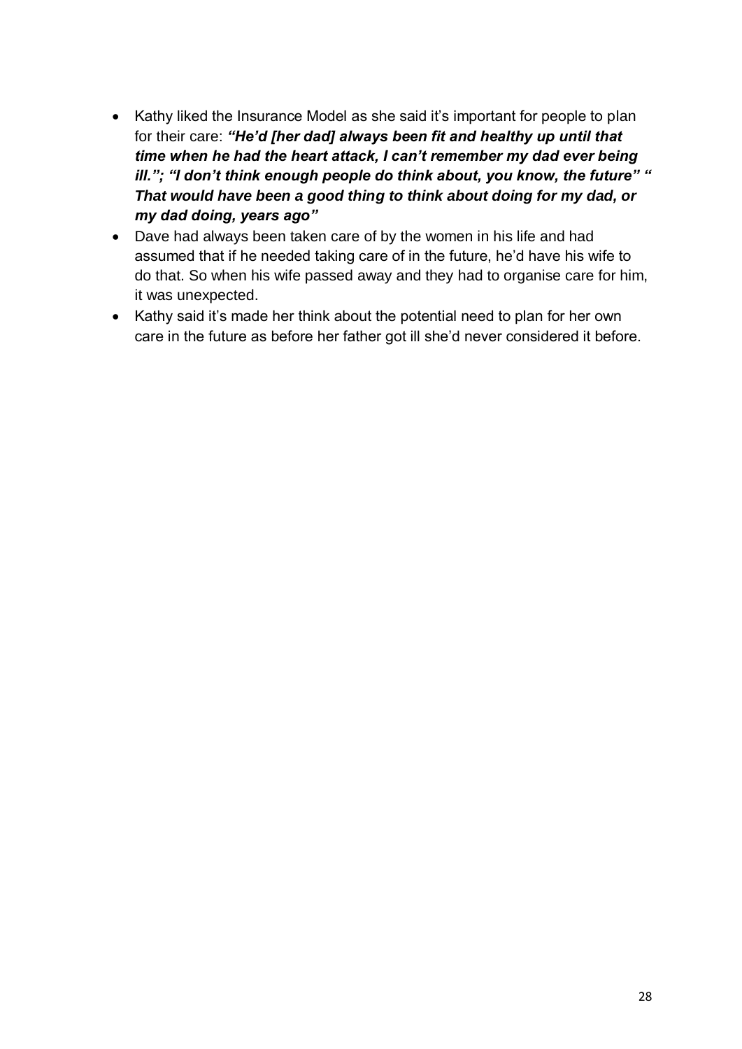- Kathy liked the Insurance Model as she said it's important for people to plan for their care: ***"He'd [her dad] always been fit and healthy up until that time when he had the heart attack, I can't remember my dad ever being ill."; "I don't think enough people do think about, you know, the future" " That would have been a good thing to think about doing for my dad, or my dad doing, years ago"***
- Dave had always been taken care of by the women in his life and had assumed that if he needed taking care of in the future, he'd have his wife to do that. So when his wife passed away and they had to organise care for him, it was unexpected.
- Kathy said it's made her think about the potential need to plan for her own care in the future as before her father got ill she'd never considered it before.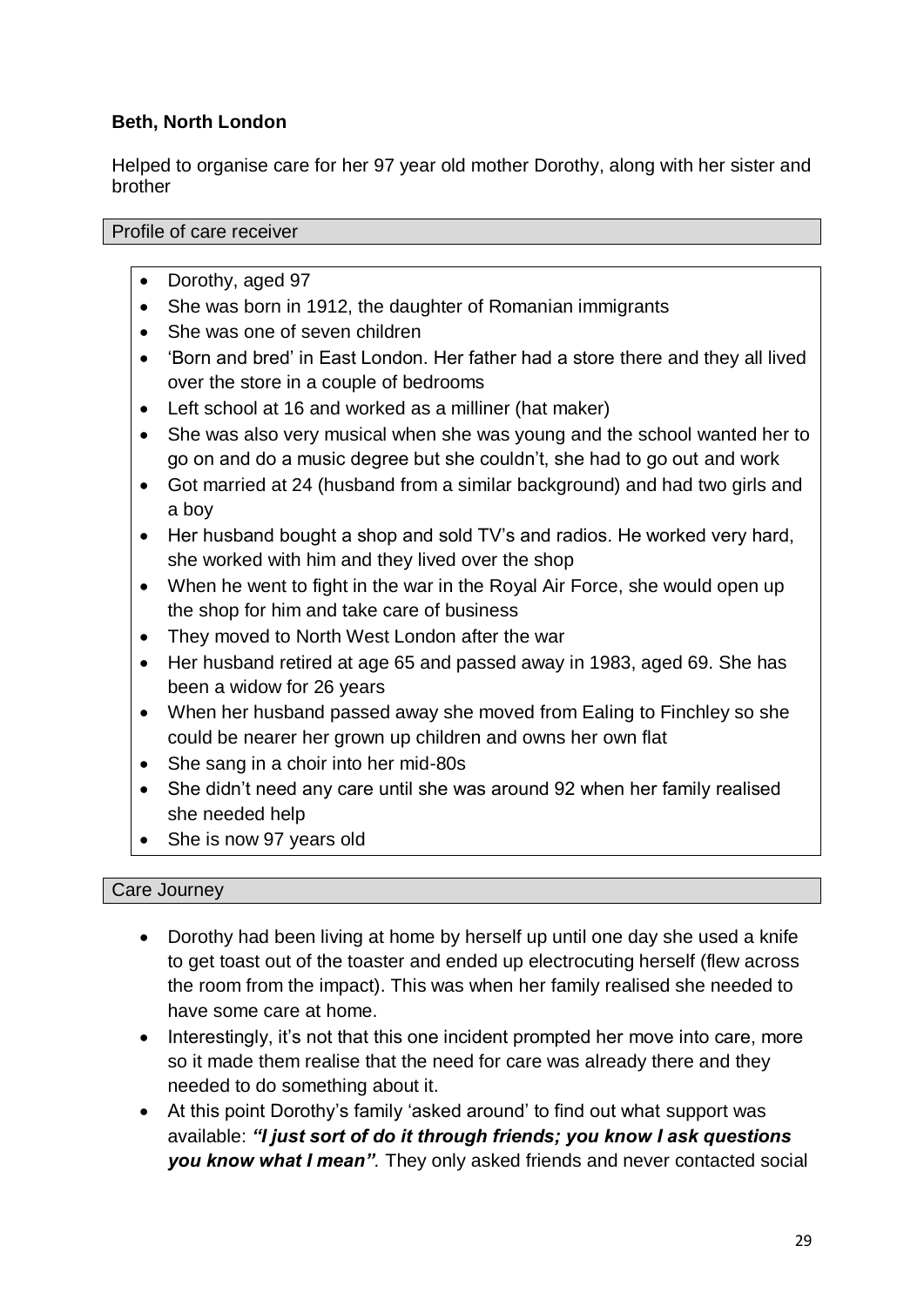**Beth, North London**

Helped to organise care for her 97 year old mother Dorothy, along with her sister and brother

### Profile of care receiver

- Dorothy, aged 97
- She was born in 1912, the daughter of Romanian immigrants
- She was one of seven children
- 'Born and bred' in East London. Her father had a store there and they all lived over the store in a couple of bedrooms
- Left school at 16 and worked as a milliner (hat maker)
- She was also very musical when she was young and the school wanted her to go on and do a music degree but she couldn't, she had to go out and work
- Got married at 24 (husband from a similar background) and had two girls and a boy
- Her husband bought a shop and sold TV's and radios. He worked very hard, she worked with him and they lived over the shop
- When he went to fight in the war in the Royal Air Force, she would open up the shop for him and take care of business
- They moved to North West London after the war
- Her husband retired at age 65 and passed away in 1983, aged 69. She has been a widow for 26 years
- When her husband passed away she moved from Ealing to Finchley so she could be nearer her grown up children and owns her own flat
- She sang in a choir into her mid-80s
- She didn't need any care until she was around 92 when her family realised she needed help
- She is now 97 years old

### Care Journey

- Dorothy had been living at home by herself up until one day she used a knife to get toast out of the toaster and ended up electrocuting herself (flew across the room from the impact). This was when her family realised she needed to have some care at home.
- Interestingly, it's not that this one incident prompted her move into care, more so it made them realise that the need for care was already there and they needed to do something about it.
- At this point Dorothy's family 'asked around' to find out what support was available: ***"I just sort of do it through friends; you know I ask questions you know what I mean".*** They only asked friends and never contacted social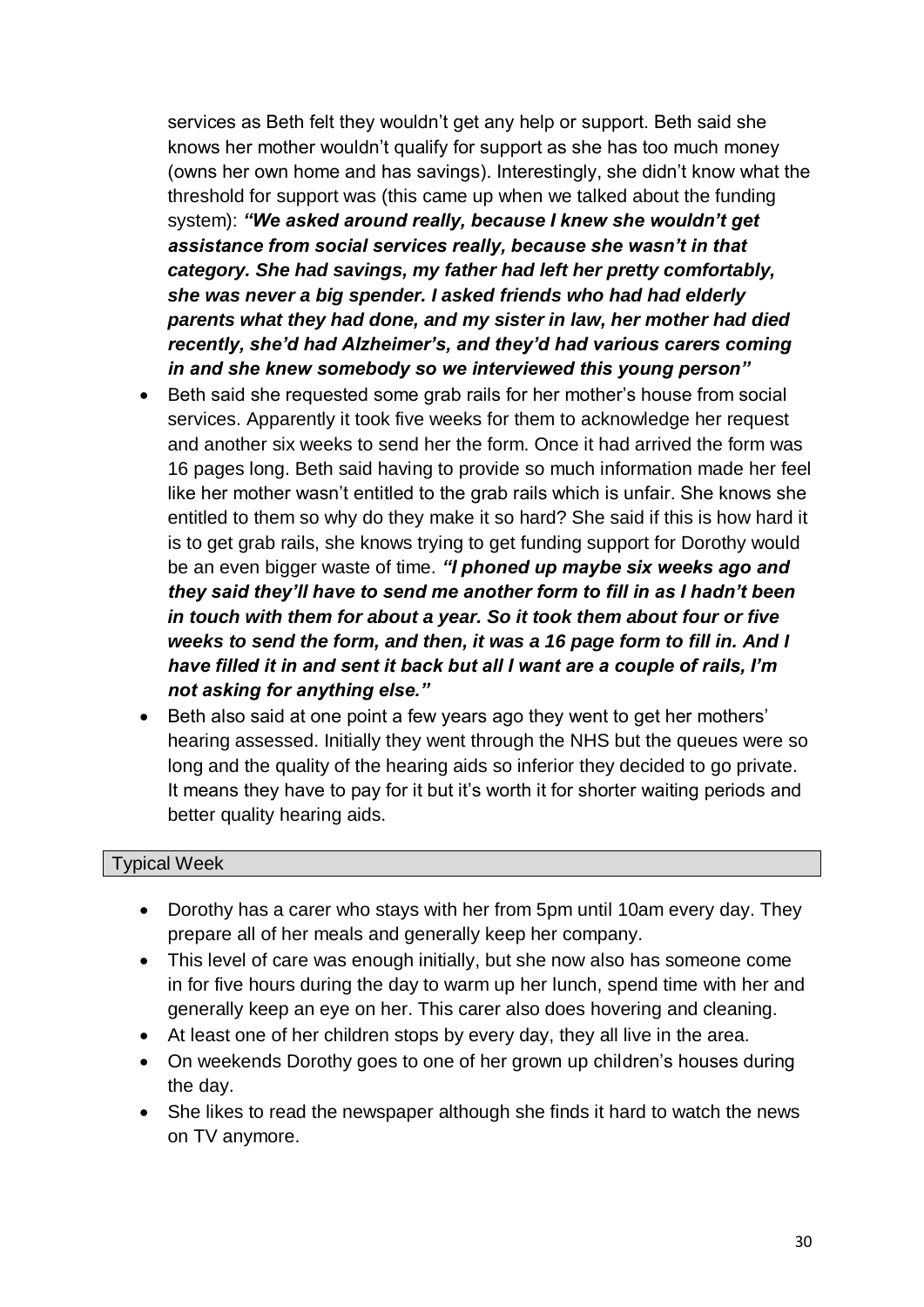services as Beth felt they wouldn't get any help or support. Beth said she knows her mother wouldn't qualify for support as she has too much money (owns her own home and has savings). Interestingly, she didn't know what the threshold for support was (this came up when we talked about the funding system): ***"We asked around really, because I knew she wouldn't get assistance from social services really, because she wasn't in that category. She had savings, my father had left her pretty comfortably, she was never a big spender. I asked friends who had had elderly parents what they had done, and my sister in law, her mother had died recently, she'd had Alzheimer's, and they'd had various carers coming in and she knew somebody so we interviewed this young person"***

- Beth said she requested some grab rails for her mother's house from social services. Apparently it took five weeks for them to acknowledge her request and another six weeks to send her the form. Once it had arrived the form was 16 pages long. Beth said having to provide so much information made her feel like her mother wasn't entitled to the grab rails which is unfair. She knows she entitled to them so why do they make it so hard? She said if this is how hard it is to get grab rails, she knows trying to get funding support for Dorothy would be an even bigger waste of time. ***"I phoned up maybe six weeks ago and they said they'll have to send me another form to fill in as I hadn't been in touch with them for about a year. So it took them about four or five weeks to send the form, and then, it was a 16 page form to fill in. And I have filled it in and sent it back but all I want are a couple of rails, I'm not asking for anything else."***
- Beth also said at one point a few years ago they went to get her mothers' hearing assessed. Initially they went through the NHS but the queues were so long and the quality of the hearing aids so inferior they decided to go private. It means they have to pay for it but it's worth it for shorter waiting periods and better quality hearing aids.

## Typical Week

- Dorothy has a carer who stays with her from 5pm until 10am every day. They prepare all of her meals and generally keep her company.
- This level of care was enough initially, but she now also has someone come in for five hours during the day to warm up her lunch, spend time with her and generally keep an eye on her. This carer also does hovering and cleaning.
- At least one of her children stops by every day, they all live in the area.
- On weekends Dorothy goes to one of her grown up children's houses during the day.
- She likes to read the newspaper although she finds it hard to watch the news on TV anymore.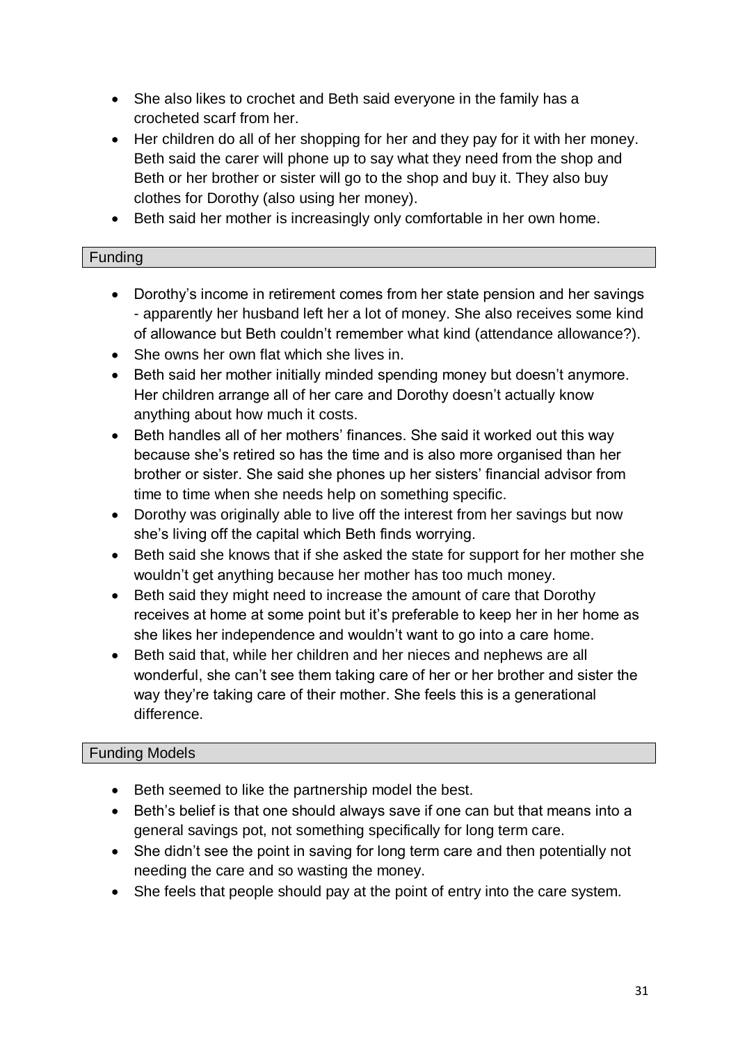- She also likes to crochet and Beth said everyone in the family has a crocheted scarf from her.
- Her children do all of her shopping for her and they pay for it with her money. Beth said the carer will phone up to say what they need from the shop and Beth or her brother or sister will go to the shop and buy it. They also buy clothes for Dorothy (also using her money).
- Beth said her mother is increasingly only comfortable in her own home.

## Funding

- Dorothy's income in retirement comes from her state pension and her savings - apparently her husband left her a lot of money. She also receives some kind of allowance but Beth couldn't remember what kind (attendance allowance?).
- She owns her own flat which she lives in.
- Beth said her mother initially minded spending money but doesn't anymore. Her children arrange all of her care and Dorothy doesn't actually know anything about how much it costs.
- Beth handles all of her mothers' finances. She said it worked out this way because she's retired so has the time and is also more organised than her brother or sister. She said she phones up her sisters' financial advisor from time to time when she needs help on something specific.
- Dorothy was originally able to live off the interest from her savings but now she's living off the capital which Beth finds worrying.
- Beth said she knows that if she asked the state for support for her mother she wouldn't get anything because her mother has too much money.
- Beth said they might need to increase the amount of care that Dorothy receives at home at some point but it's preferable to keep her in her home as she likes her independence and wouldn't want to go into a care home.
- Beth said that, while her children and her nieces and nephews are all wonderful, she can't see them taking care of her or her brother and sister the way they're taking care of their mother. She feels this is a generational difference.

## Funding Models

- Beth seemed to like the partnership model the best.
- Beth's belief is that one should always save if one can but that means into a general savings pot, not something specifically for long term care.
- She didn't see the point in saving for long term care and then potentially not needing the care and so wasting the money.
- She feels that people should pay at the point of entry into the care system.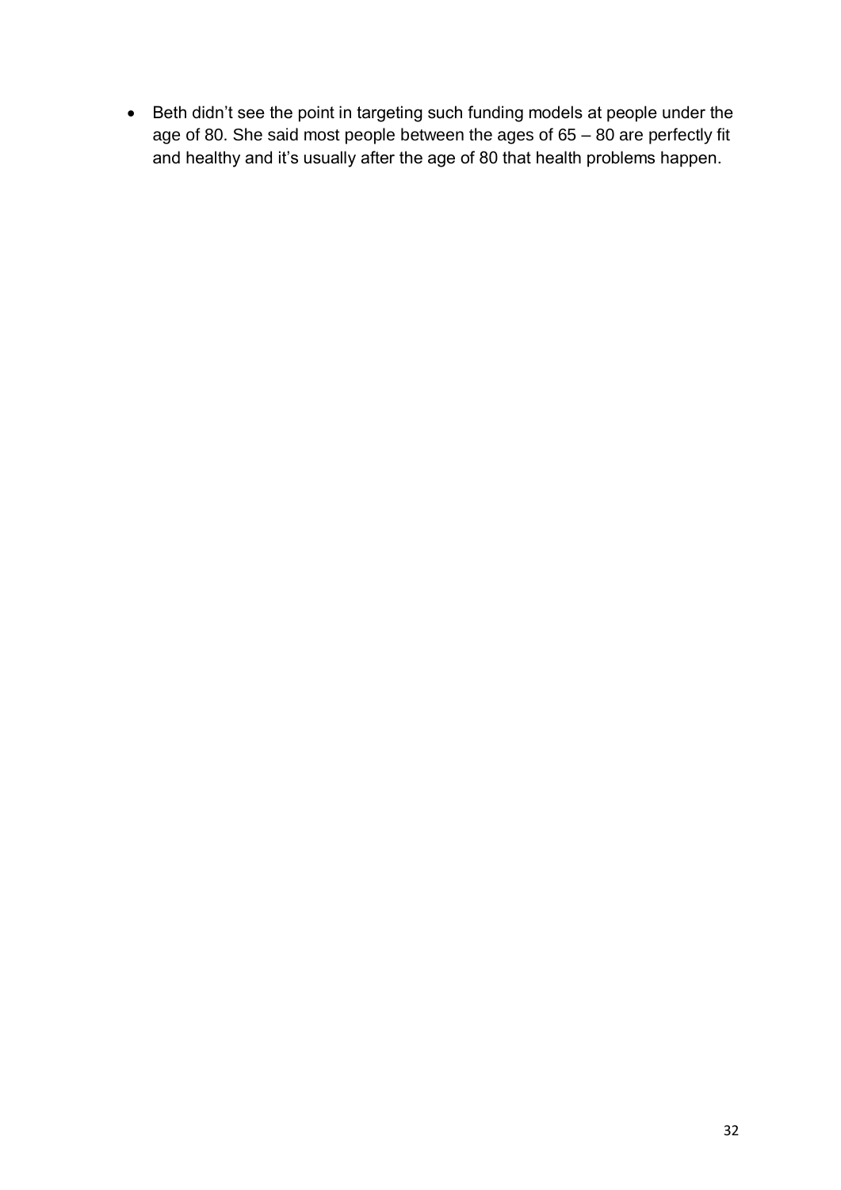- Beth didn't see the point in targeting such funding models at people under the age of 80. She said most people between the ages of 65 – 80 are perfectly fit and healthy and it's usually after the age of 80 that health problems happen.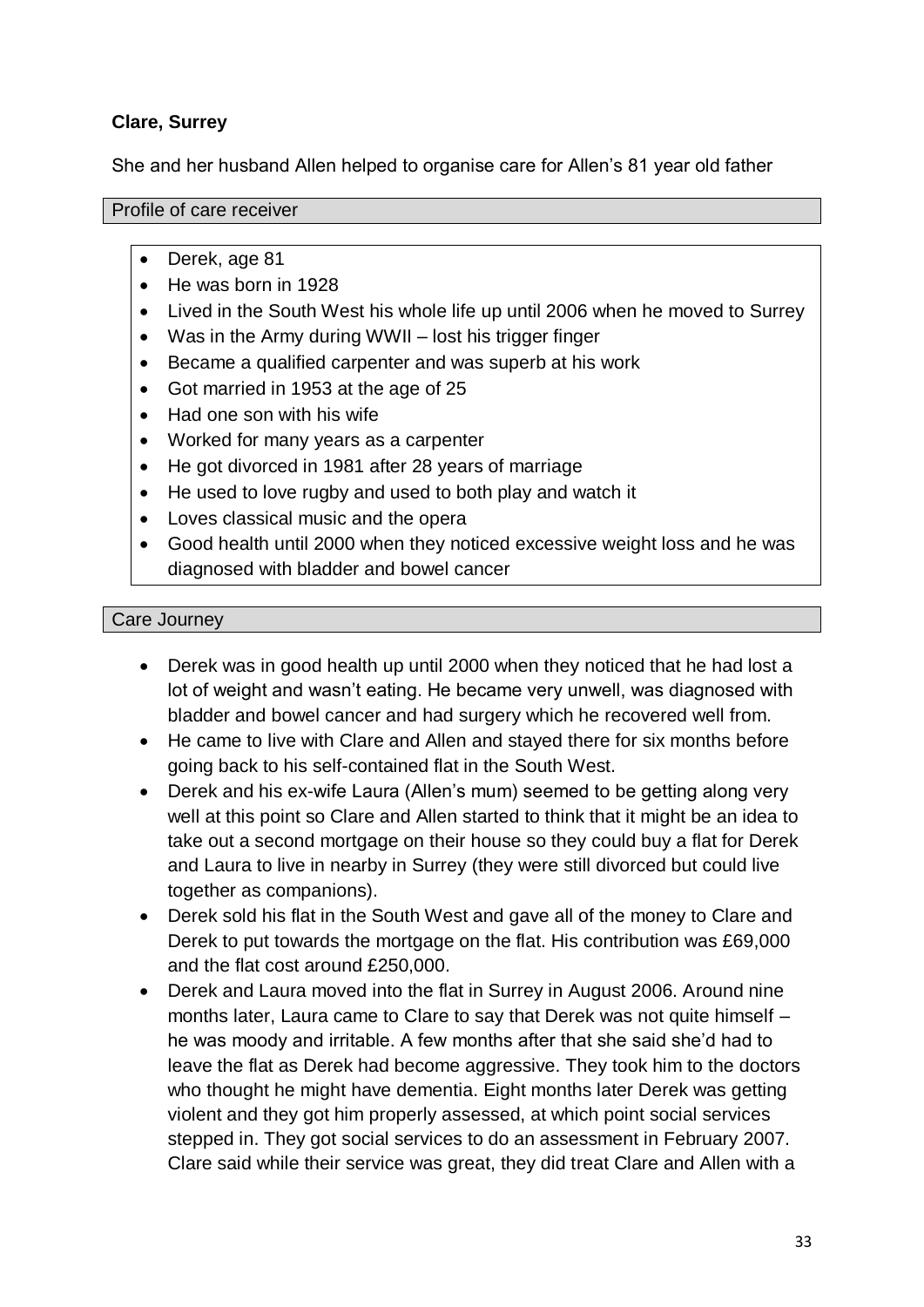**Clare, Surrey**

She and her husband Allen helped to organise care for Allen's 81 year old father

Profile of care receiver

- Derek, age 81
- He was born in 1928
- Lived in the South West his whole life up until 2006 when he moved to Surrey
- Was in the Army during WWII – lost his trigger finger
- Became a qualified carpenter and was superb at his work
- Got married in 1953 at the age of 25
- Had one son with his wife
- Worked for many years as a carpenter
- He got divorced in 1981 after 28 years of marriage
- He used to love rugby and used to both play and watch it
- Loves classical music and the opera
- Good health until 2000 when they noticed excessive weight loss and he was diagnosed with bladder and bowel cancer

Care Journey

- Derek was in good health up until 2000 when they noticed that he had lost a lot of weight and wasn't eating. He became very unwell, was diagnosed with bladder and bowel cancer and had surgery which he recovered well from.
- He came to live with Clare and Allen and stayed there for six months before going back to his self-contained flat in the South West.
- Derek and his ex-wife Laura (Allen's mum) seemed to be getting along very well at this point so Clare and Allen started to think that it might be an idea to take out a second mortgage on their house so they could buy a flat for Derek and Laura to live in nearby in Surrey (they were still divorced but could live together as companions).
- Derek sold his flat in the South West and gave all of the money to Clare and Derek to put towards the mortgage on the flat. His contribution was £69,000 and the flat cost around £250,000.
- Derek and Laura moved into the flat in Surrey in August 2006. Around nine months later, Laura came to Clare to say that Derek was not quite himself – he was moody and irritable. A few months after that she said she'd had to leave the flat as Derek had become aggressive. They took him to the doctors who thought he might have dementia. Eight months later Derek was getting violent and they got him properly assessed, at which point social services stepped in. They got social services to do an assessment in February 2007. Clare said while their service was great, they did treat Clare and Allen with a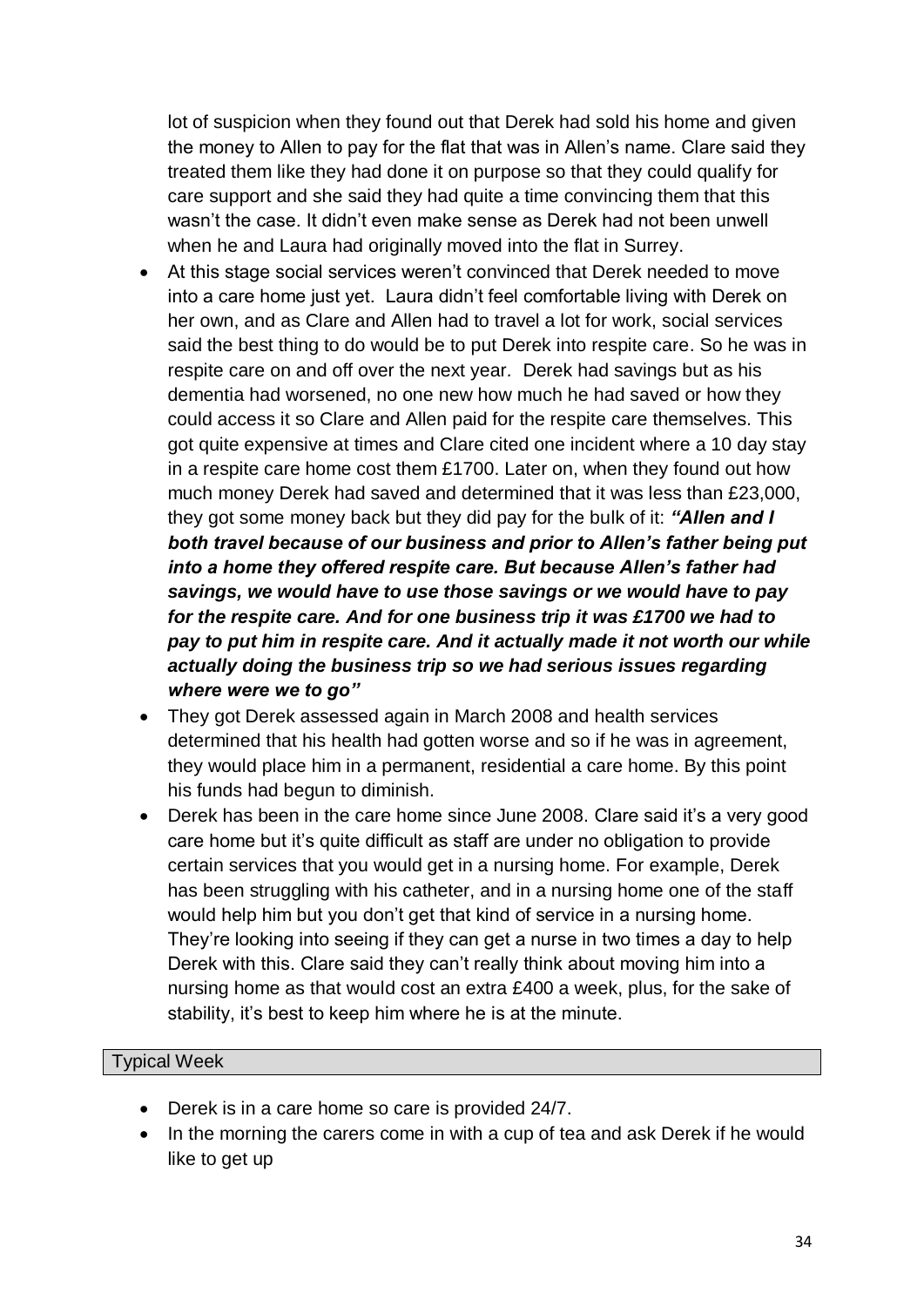lot of suspicion when they found out that Derek had sold his home and given the money to Allen to pay for the flat that was in Allen's name. Clare said they treated them like they had done it on purpose so that they could qualify for care support and she said they had quite a time convincing them that this wasn't the case. It didn't even make sense as Derek had not been unwell when he and Laura had originally moved into the flat in Surrey.

- At this stage social services weren't convinced that Derek needed to move into a care home just yet. Laura didn't feel comfortable living with Derek on her own, and as Clare and Allen had to travel a lot for work, social services said the best thing to do would be to put Derek into respite care. So he was in respite care on and off over the next year. Derek had savings but as his dementia had worsened, no one new how much he had saved or how they could access it so Clare and Allen paid for the respite care themselves. This got quite expensive at times and Clare cited one incident where a 10 day stay in a respite care home cost them £1700. Later on, when they found out how much money Derek had saved and determined that it was less than £23,000, they got some money back but they did pay for the bulk of it: ***"Allen and I both travel because of our business and prior to Allen's father being put into a home they offered respite care. But because Allen's father had savings, we would have to use those savings or we would have to pay for the respite care. And for one business trip it was £1700 we had to pay to put him in respite care. And it actually made it not worth our while actually doing the business trip so we had serious issues regarding where were we to go"***
- They got Derek assessed again in March 2008 and health services determined that his health had gotten worse and so if he was in agreement, they would place him in a permanent, residential a care home. By this point his funds had begun to diminish.
- Derek has been in the care home since June 2008. Clare said it's a very good care home but it's quite difficult as staff are under no obligation to provide certain services that you would get in a nursing home. For example, Derek has been struggling with his catheter, and in a nursing home one of the staff would help him but you don't get that kind of service in a nursing home. They're looking into seeing if they can get a nurse in two times a day to help Derek with this. Clare said they can't really think about moving him into a nursing home as that would cost an extra £400 a week, plus, for the sake of stability, it's best to keep him where he is at the minute.

## Typical Week

- Derek is in a care home so care is provided 24/7.
- In the morning the carers come in with a cup of tea and ask Derek if he would like to get up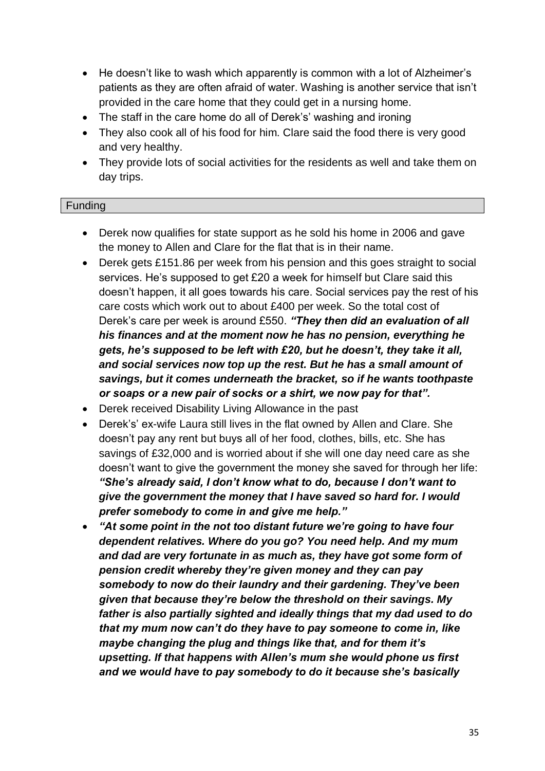- He doesn't like to wash which apparently is common with a lot of Alzheimer's patients as they are often afraid of water. Washing is another service that isn't provided in the care home that they could get in a nursing home.
- The staff in the care home do all of Derek's' washing and ironing
- They also cook all of his food for him. Clare said the food there is very good and very healthy.
- They provide lots of social activities for the residents as well and take them on day trips.

## Funding

- Derek now qualifies for state support as he sold his home in 2006 and gave the money to Allen and Clare for the flat that is in their name.
- Derek gets £151.86 per week from his pension and this goes straight to social services. He's supposed to get £20 a week for himself but Clare said this doesn't happen, it all goes towards his care. Social services pay the rest of his care costs which work out to about £400 per week. So the total cost of Derek's care per week is around £550. ***"They then did an evaluation of all his finances and at the moment now he has no pension, everything he gets, he's supposed to be left with £20, but he doesn't, they take it all, and social services now top up the rest. But he has a small amount of savings, but it comes underneath the bracket, so if he wants toothpaste or soaps or a new pair of socks or a shirt, we now pay for that".***
- Derek received Disability Living Allowance in the past
- Derek's' ex-wife Laura still lives in the flat owned by Allen and Clare. She doesn't pay any rent but buys all of her food, clothes, bills, etc. She has savings of £32,000 and is worried about if she will one day need care as she doesn't want to give the government the money she saved for through her life: ***"She's already said, I don't know what to do, because I don't want to give the government the money that I have saved so hard for. I would prefer somebody to come in and give me help."***
- ***"At some point in the not too distant future we're going to have four dependent relatives. Where do you go? You need help. And my mum and dad are very fortunate in as much as, they have got some form of pension credit whereby they're given money and they can pay somebody to now do their laundry and their gardening. They've been given that because they're below the threshold on their savings. My father is also partially sighted and ideally things that my dad used to do that my mum now can't do they have to pay someone to come in, like maybe changing the plug and things like that, and for them it's upsetting. If that happens with Allen's mum she would phone us first and we would have to pay somebody to do it because she's basically***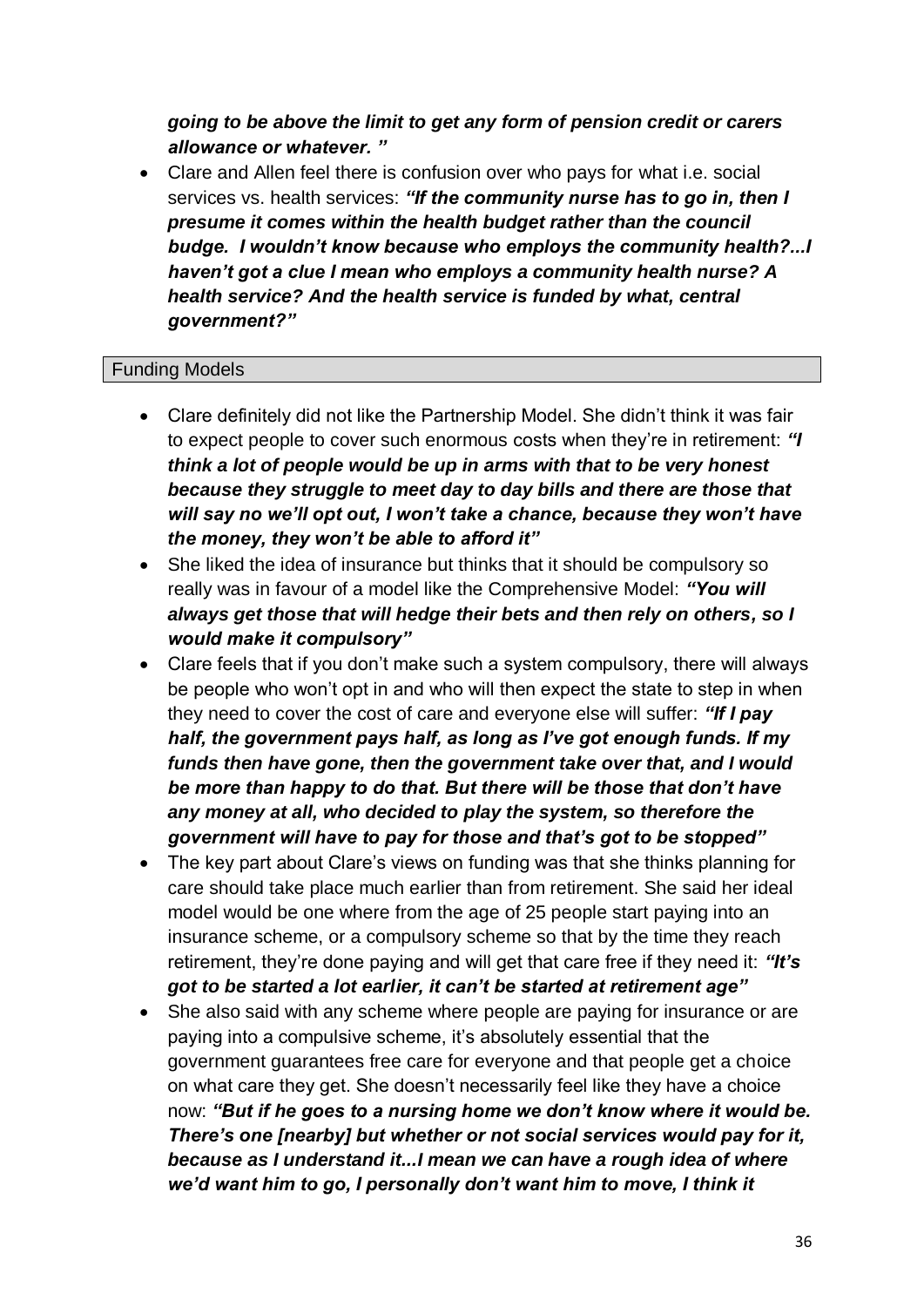***going to be above the limit to get any form of pension credit or carers allowance or whatever. "***

- Clare and Allen feel there is confusion over who pays for what i.e. social services vs. health services: ***"If the community nurse has to go in, then I presume it comes within the health budget rather than the council budge. I wouldn't know because who employs the community health?...I haven't got a clue I mean who employs a community health nurse? A health service? And the health service is funded by what, central government?"***

## Funding Models

- Clare definitely did not like the Partnership Model. She didn't think it was fair to expect people to cover such enormous costs when they're in retirement: ***"I think a lot of people would be up in arms with that to be very honest because they struggle to meet day to day bills and there are those that will say no we'll opt out, I won't take a chance, because they won't have the money, they won't be able to afford it"***
- She liked the idea of insurance but thinks that it should be compulsory so really was in favour of a model like the Comprehensive Model: ***"You will always get those that will hedge their bets and then rely on others, so I would make it compulsory"***
- Clare feels that if you don't make such a system compulsory, there will always be people who won't opt in and who will then expect the state to step in when they need to cover the cost of care and everyone else will suffer: ***"If I pay half, the government pays half, as long as I've got enough funds. If my funds then have gone, then the government take over that, and I would be more than happy to do that. But there will be those that don't have any money at all, who decided to play the system, so therefore the government will have to pay for those and that's got to be stopped"***
- The key part about Clare's views on funding was that she thinks planning for care should take place much earlier than from retirement. She said her ideal model would be one where from the age of 25 people start paying into an insurance scheme, or a compulsory scheme so that by the time they reach retirement, they're done paying and will get that care free if they need it: ***"It's got to be started a lot earlier, it can't be started at retirement age"***
- She also said with any scheme where people are paying for insurance or are paying into a compulsive scheme, it's absolutely essential that the government guarantees free care for everyone and that people get a choice on what care they get. She doesn't necessarily feel like they have a choice now: ***"But if he goes to a nursing home we don't know where it would be. There's one [nearby] but whether or not social services would pay for it, because as I understand it...I mean we can have a rough idea of where we'd want him to go, I personally don't want him to move, I think it***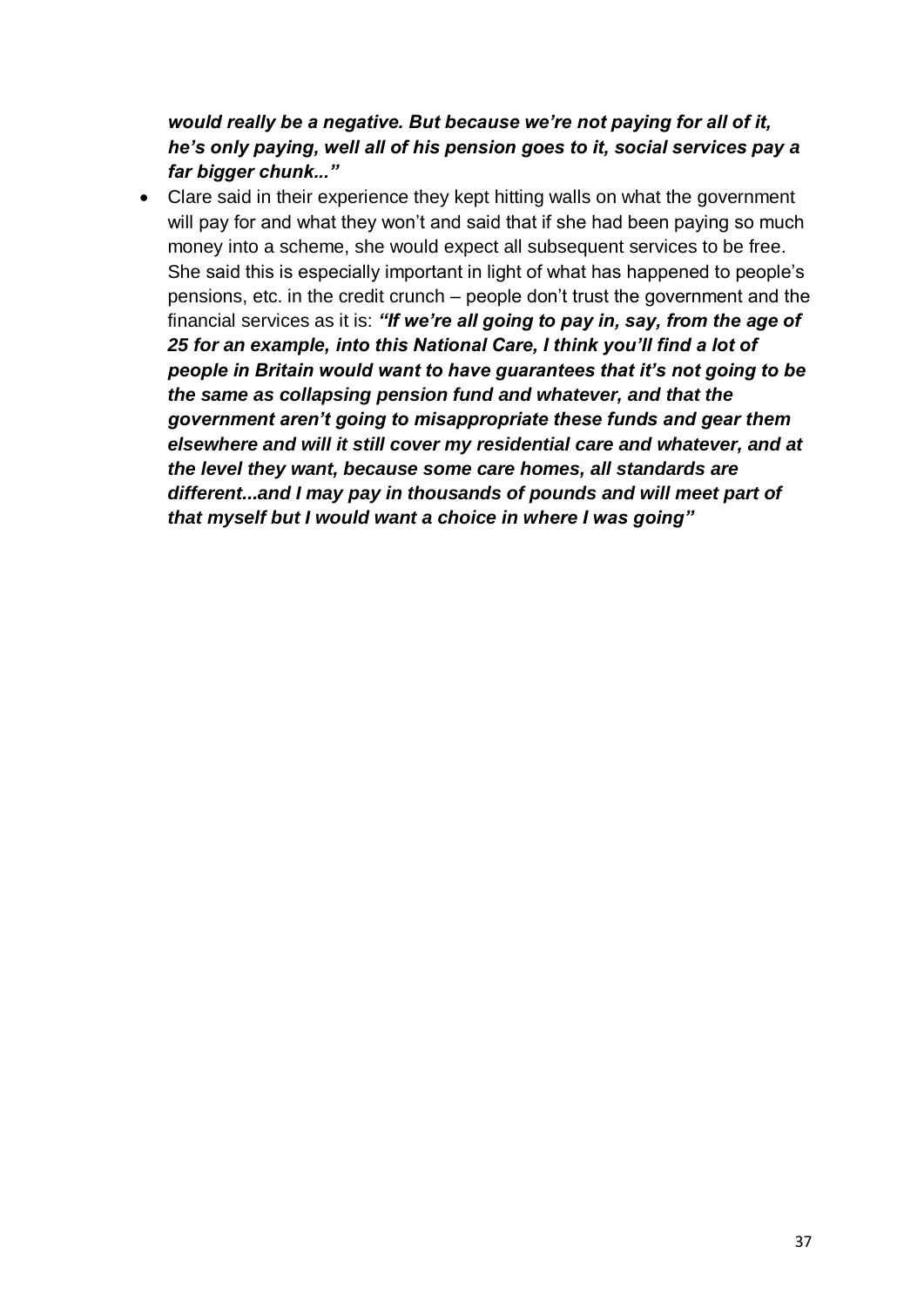***would really be a negative. But because we're not paying for all of it, he's only paying, well all of his pension goes to it, social services pay a far bigger chunk..."***

- Clare said in their experience they kept hitting walls on what the government will pay for and what they won't and said that if she had been paying so much money into a scheme, she would expect all subsequent services to be free. She said this is especially important in light of what has happened to people's pensions, etc. in the credit crunch – people don't trust the government and the financial services as it is: ***"If we're all going to pay in, say, from the age of 25 for an example, into this National Care, I think you'll find a lot of people in Britain would want to have guarantees that it's not going to be the same as collapsing pension fund and whatever, and that the government aren't going to misappropriate these funds and gear them elsewhere and will it still cover my residential care and whatever, and at the level they want, because some care homes, all standards are different...and I may pay in thousands of pounds and will meet part of that myself but I would want a choice in where I was going"***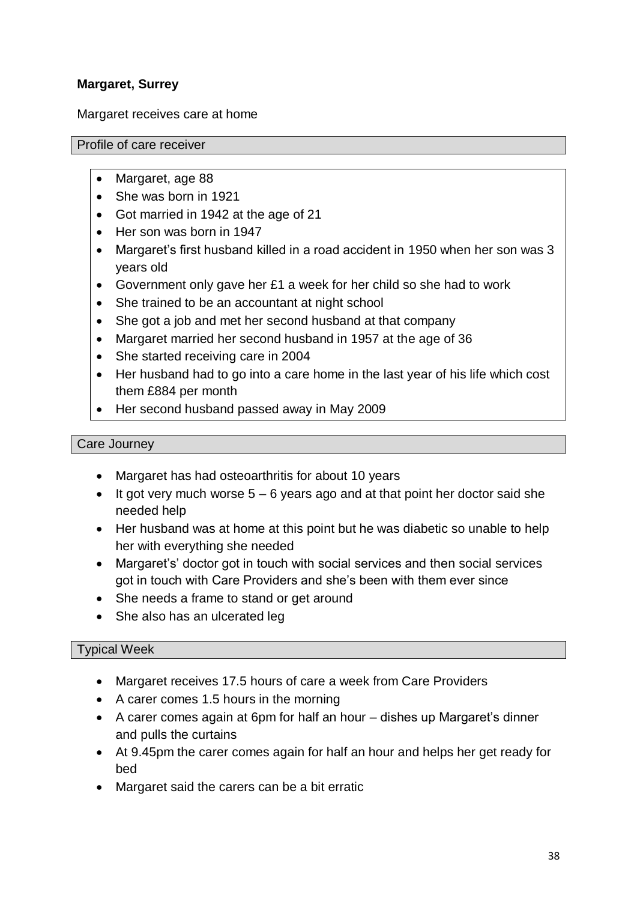**Margaret, Surrey**

Margaret receives care at home

### Profile of care receiver

- Margaret, age 88
- She was born in 1921
- Got married in 1942 at the age of 21
- Her son was born in 1947
- Margaret's first husband killed in a road accident in 1950 when her son was 3 years old
- Government only gave her £1 a week for her child so she had to work
- She trained to be an accountant at night school
- She got a job and met her second husband at that company
- Margaret married her second husband in 1957 at the age of 36
- She started receiving care in 2004
- Her husband had to go into a care home in the last year of his life which cost them £884 per month
- Her second husband passed away in May 2009

### Care Journey

- Margaret has had osteoarthritis for about 10 years
- It got very much worse 5 – 6 years ago and at that point her doctor said she needed help
- Her husband was at home at this point but he was diabetic so unable to help her with everything she needed
- Margaret's' doctor got in touch with social services and then social services got in touch with Care Providers and she's been with them ever since
- She needs a frame to stand or get around
- She also has an ulcerated leg

### Typical Week

- Margaret receives 17.5 hours of care a week from Care Providers
- A carer comes 1.5 hours in the morning
- A carer comes again at 6pm for half an hour – dishes up Margaret's dinner and pulls the curtains
- At 9.45pm the carer comes again for half an hour and helps her get ready for bed
- Margaret said the carers can be a bit erratic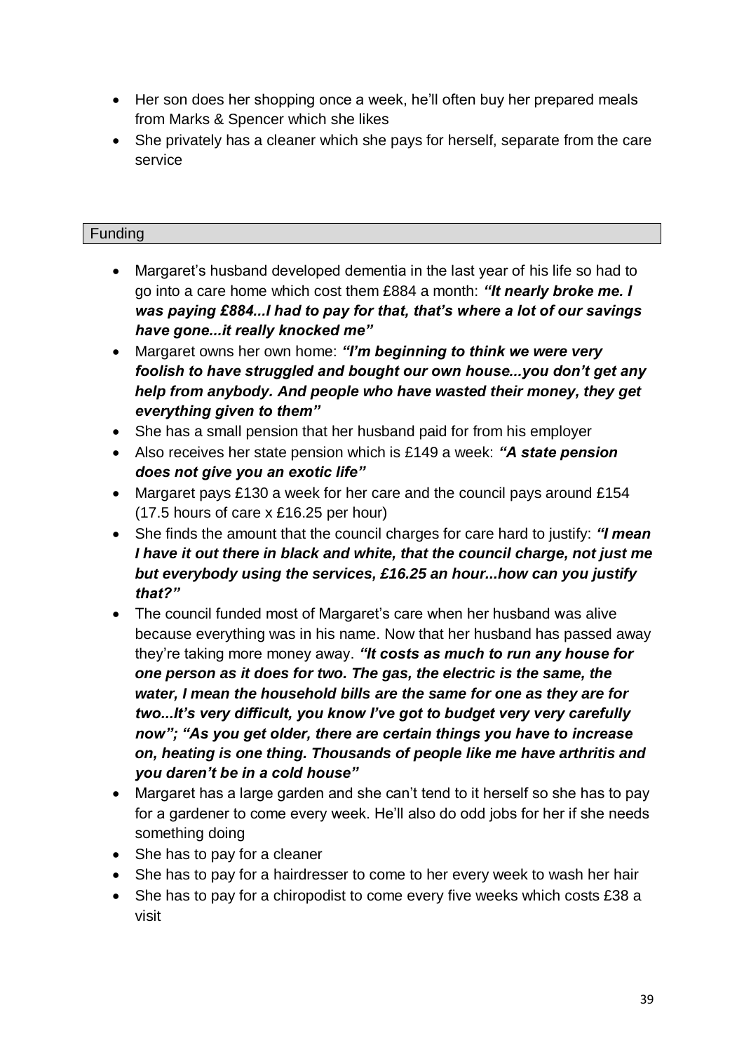- Her son does her shopping once a week, he'll often buy her prepared meals from Marks & Spencer which she likes
- She privately has a cleaner which she pays for herself, separate from the care service

## Funding

- Margaret's husband developed dementia in the last year of his life so had to go into a care home which cost them £884 a month: ***"It nearly broke me. I was paying £884...I had to pay for that, that's where a lot of our savings have gone...it really knocked me"***
- Margaret owns her own home: ***"I'm beginning to think we were very foolish to have struggled and bought our own house...you don't get any help from anybody. And people who have wasted their money, they get everything given to them"***
- She has a small pension that her husband paid for from his employer
- Also receives her state pension which is £149 a week: ***"A state pension does not give you an exotic life"***
- Margaret pays £130 a week for her care and the council pays around £154 (17.5 hours of care x £16.25 per hour)
- She finds the amount that the council charges for care hard to justify: ***"I mean I have it out there in black and white, that the council charge, not just me but everybody using the services, £16.25 an hour...how can you justify that?"***
- The council funded most of Margaret's care when her husband was alive because everything was in his name. Now that her husband has passed away they're taking more money away. ***"It costs as much to run any house for one person as it does for two. The gas, the electric is the same, the water, I mean the household bills are the same for one as they are for two...It's very difficult, you know I've got to budget very very carefully now"; "As you get older, there are certain things you have to increase on, heating is one thing. Thousands of people like me have arthritis and you daren't be in a cold house"***
- Margaret has a large garden and she can't tend to it herself so she has to pay for a gardener to come every week. He'll also do odd jobs for her if she needs something doing
- She has to pay for a cleaner
- She has to pay for a hairdresser to come to her every week to wash her hair
- She has to pay for a chiropodist to come every five weeks which costs £38 a visit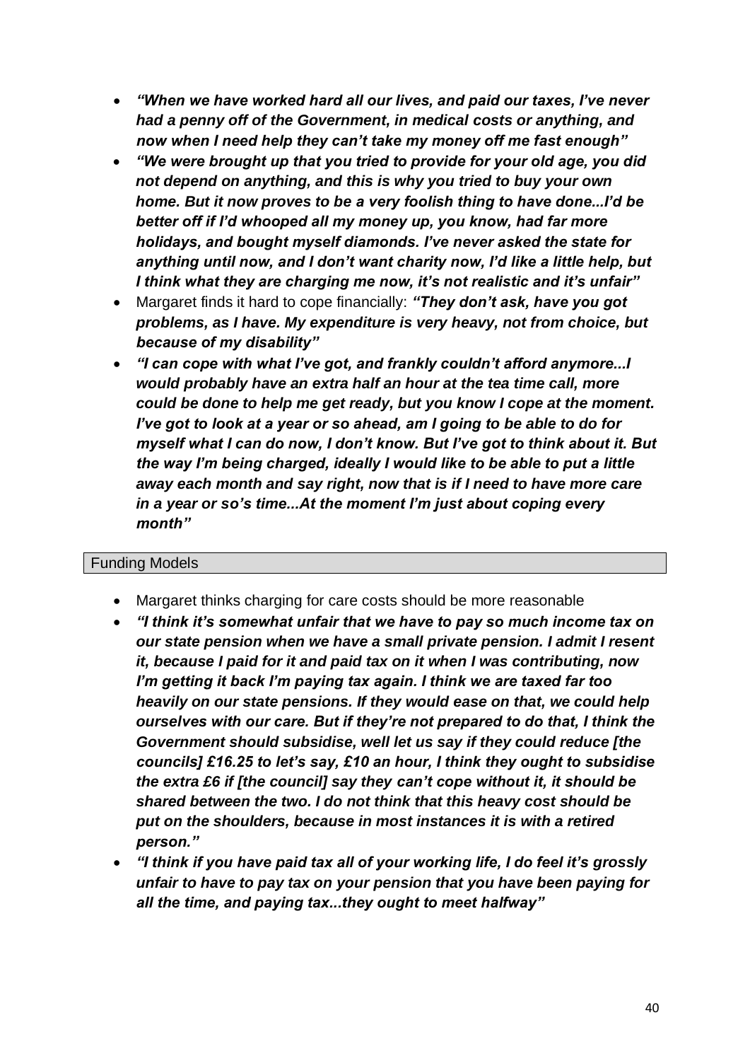- ***"When we have worked hard all our lives, and paid our taxes, I've never had a penny off of the Government, in medical costs or anything, and now when I need help they can't take my money off me fast enough"***
- ***"We were brought up that you tried to provide for your old age, you did not depend on anything, and this is why you tried to buy your own home. But it now proves to be a very foolish thing to have done...I'd be better off if I'd whooped all my money up, you know, had far more holidays, and bought myself diamonds. I've never asked the state for anything until now, and I don't want charity now, I'd like a little help, but I think what they are charging me now, it's not realistic and it's unfair"***
- Margaret finds it hard to cope financially: ***"They don't ask, have you got problems, as I have. My expenditure is very heavy, not from choice, but because of my disability"***
- ***"I can cope with what I've got, and frankly couldn't afford anymore...I would probably have an extra half an hour at the tea time call, more could be done to help me get ready, but you know I cope at the moment. I've got to look at a year or so ahead, am I going to be able to do for myself what I can do now, I don't know. But I've got to think about it. But the way I'm being charged, ideally I would like to be able to put a little away each month and say right, now that is if I need to have more care in a year or so's time...At the moment I'm just about coping every month"***

## Funding Models

- Margaret thinks charging for care costs should be more reasonable
- ***"I think it's somewhat unfair that we have to pay so much income tax on our state pension when we have a small private pension. I admit I resent it, because I paid for it and paid tax on it when I was contributing, now I'm getting it back I'm paying tax again. I think we are taxed far too heavily on our state pensions. If they would ease on that, we could help ourselves with our care. But if they're not prepared to do that, I think the Government should subsidise, well let us say if they could reduce [the councils] £16.25 to let's say, £10 an hour, I think they ought to subsidise the extra £6 if [the council] say they can't cope without it, it should be shared between the two. I do not think that this heavy cost should be put on the shoulders, because in most instances it is with a retired person."***
- ***"I think if you have paid tax all of your working life, I do feel it's grossly unfair to have to pay tax on your pension that you have been paying for all the time, and paying tax...they ought to meet halfway"***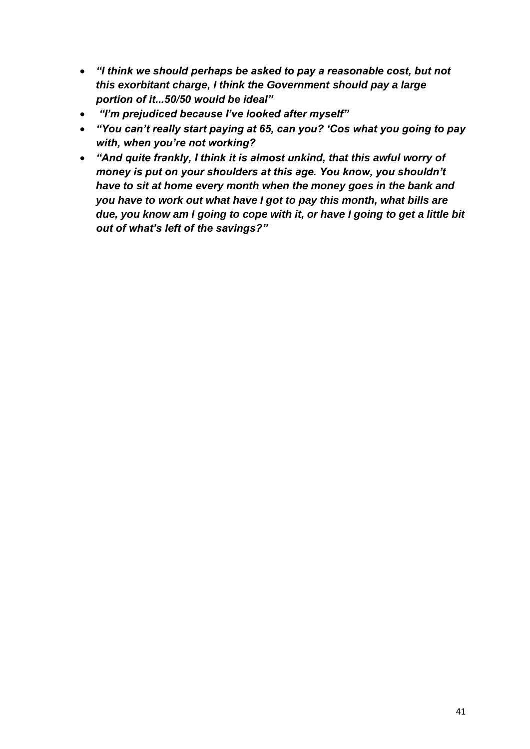- ***"I think we should perhaps be asked to pay a reasonable cost, but not this exorbitant charge, I think the Government should pay a large portion of it...50/50 would be ideal"***
- ***"I'm prejudiced because I've looked after myself"***
- ***"You can't really start paying at 65, can you? 'Cos what you going to pay with, when you're not working?***
- ***"And quite frankly, I think it is almost unkind, that this awful worry of money is put on your shoulders at this age. You know, you shouldn't have to sit at home every month when the money goes in the bank and you have to work out what have I got to pay this month, what bills are due, you know am I going to cope with it, or have I going to get a little bit out of what's left of the savings?"***